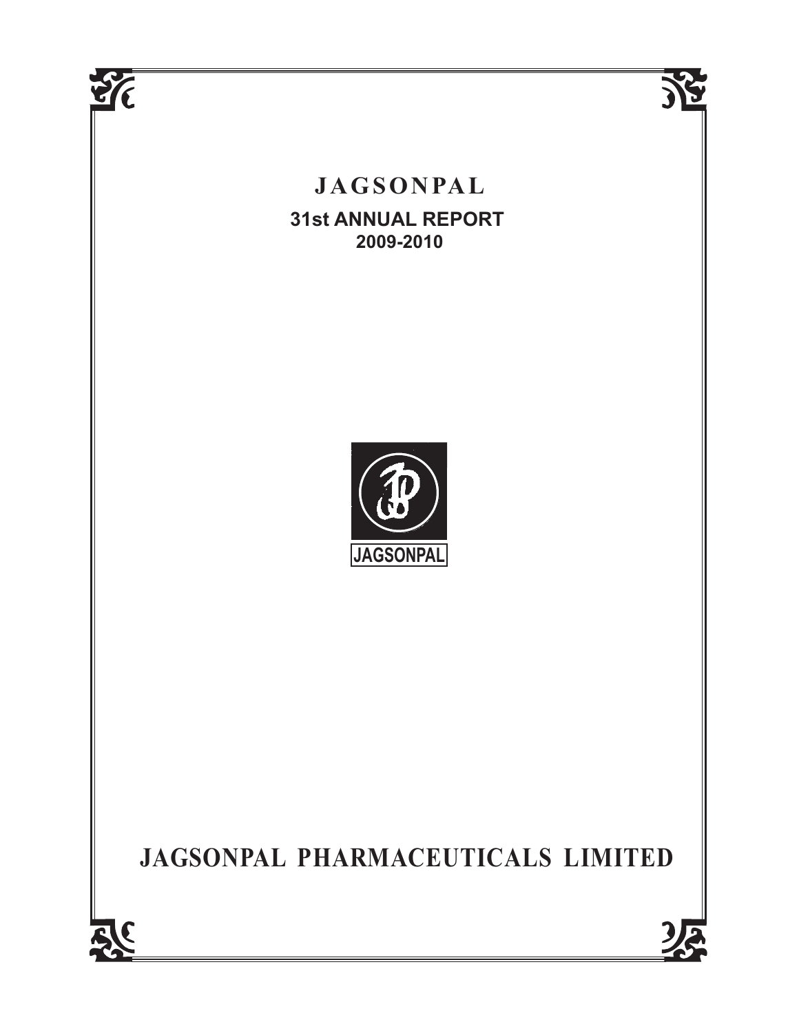# JAGSONPAL

## 31st ANNUAL REPORT
### 2009-2010

JAGSONPAL

# JAGSONPAL PHARMACEUTICALS LIMITED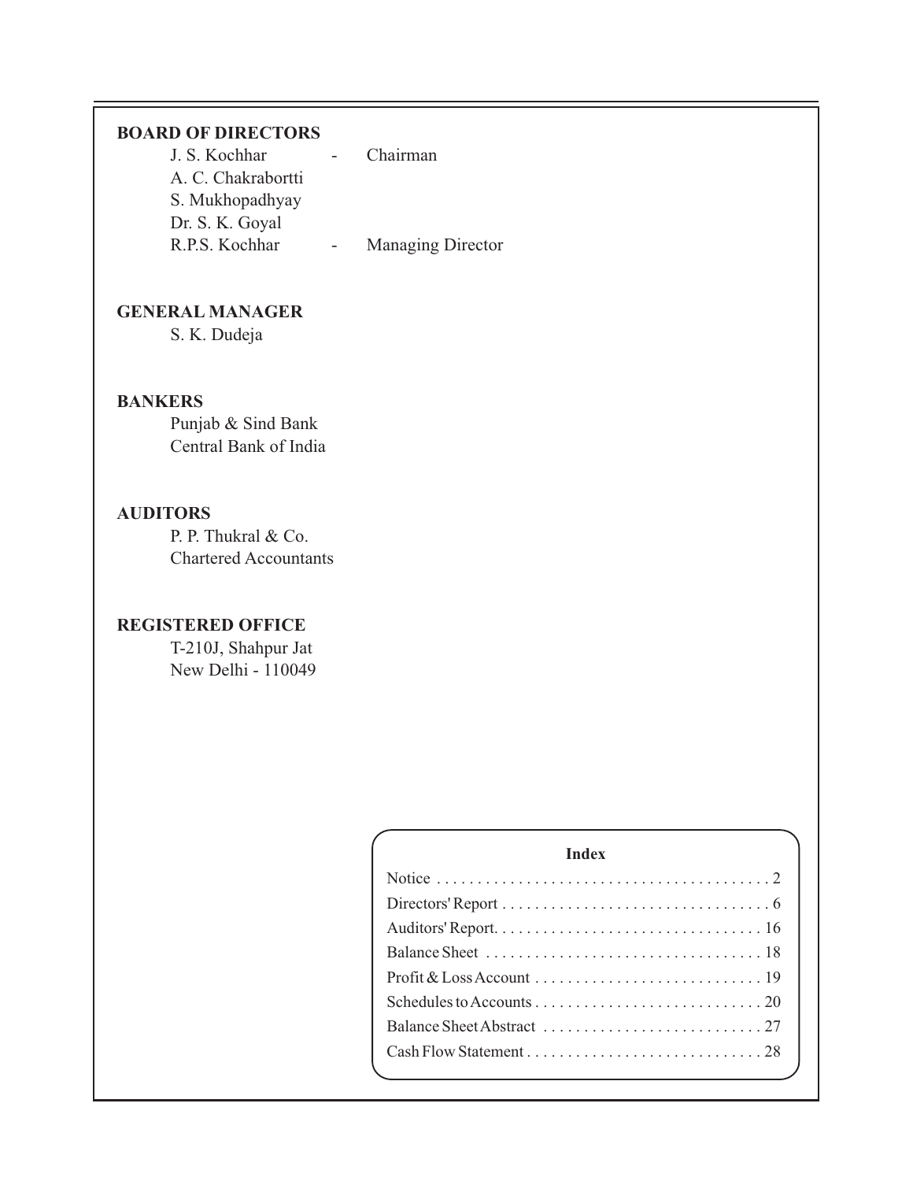## BOARD OF DIRECTORS

J. S. Kochhar - Chairman
A. C. Chakrabortti
S. Mukhopadhyay
Dr. S. K. Goyal
R.P.S. Kochhar - Managing Director

## GENERAL MANAGER

S. K. Dudeja

## BANKERS

Punjab & Sind Bank
Central Bank of India

## AUDITORS

P. P. Thukral & Co.
Chartered Accountants

## REGISTERED OFFICE

T-210J, Shahpur Jat
New Delhi - 110049

### Index

| | |
|---|---|
| Notice | 2 |
| Directors' Report | 6 |
| Auditors' Report | 16 |
| Balance Sheet | 18 |
| Profit & Loss Account | 19 |
| Schedules to Accounts | 20 |
| Balance Sheet Abstract | 27 |
| Cash Flow Statement | 28 |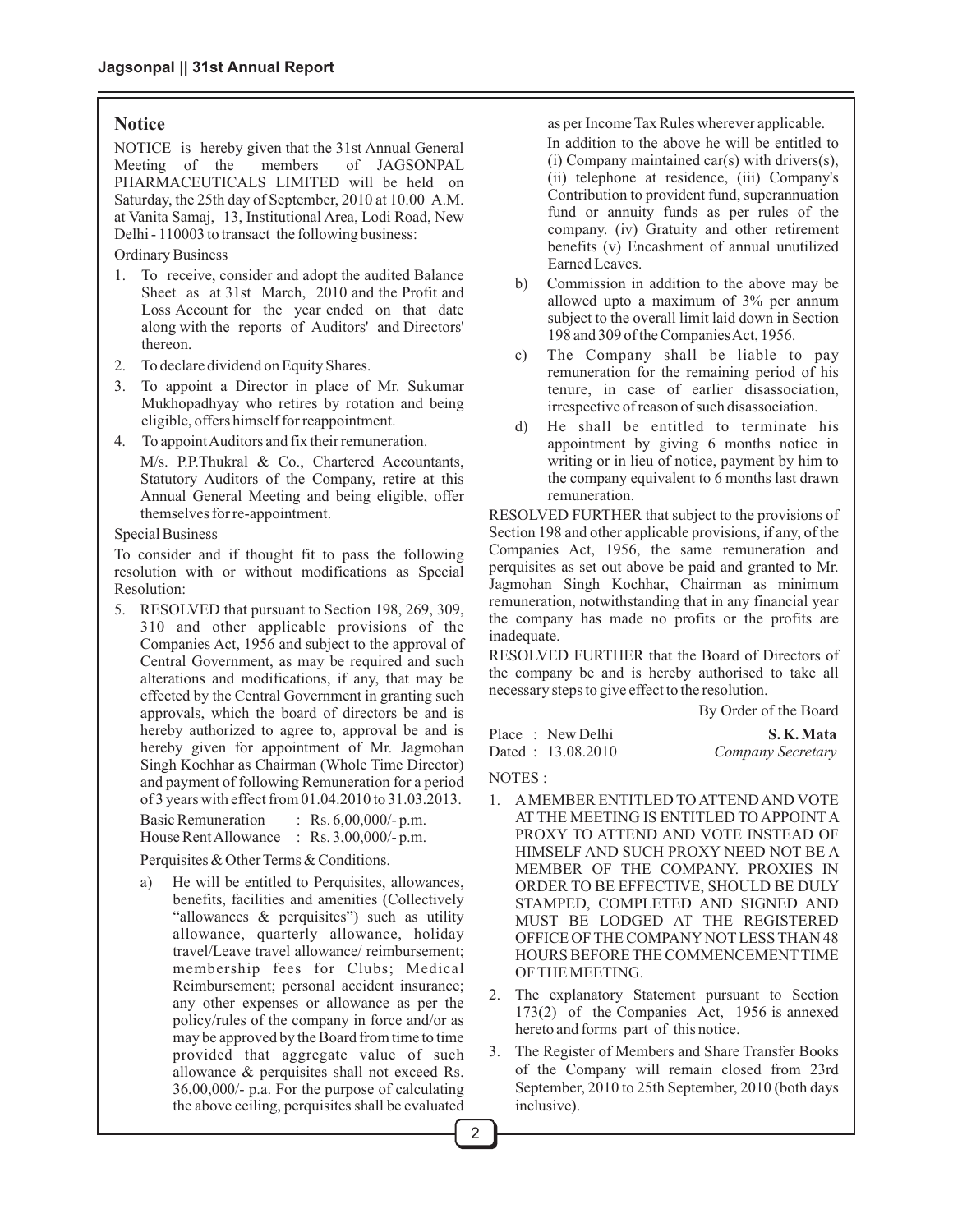## Notice

NOTICE is hereby given that the 31st Annual General Meeting of the members of JAGSONPAL PHARMACEUTICALS LIMITED will be held on Saturday, the 25th day of September, 2010 at 10.00 A.M. at Vanita Samaj, 13, Institutional Area, Lodi Road, New Delhi - 110003 to transact the following business:

Ordinary Business

1. To receive, consider and adopt the audited Balance Sheet as at 31st March, 2010 and the Profit and Loss Account for the year ended on that date along with the reports of Auditors' and Directors' thereon.
2. To declare dividend on Equity Shares.
3. To appoint a Director in place of Mr. Sukumar Mukhopadhyay who retires by rotation and being eligible, offers himself for reappointment.
4. To appoint Auditors and fix their remuneration.

   M/s. P.P.Thukral & Co., Chartered Accountants, Statutory Auditors of the Company, retire at this Annual General Meeting and being eligible, offer themselves for re-appointment.

Special Business

To consider and if thought fit to pass the following resolution with or without modifications as Special Resolution:

5. RESOLVED that pursuant to Section 198, 269, 309, 310 and other applicable provisions of the Companies Act, 1956 and subject to the approval of Central Government, as may be required and such alterations and modifications, if any, that may be effected by the Central Government in granting such approvals, which the board of directors be and is hereby authorized to agree to, approval be and is hereby given for appointment of Mr. Jagmohan Singh Kochhar as Chairman (Whole Time Director) and payment of following Remuneration for a period of 3 years with effect from 01.04.2010 to 31.03.2013.

   Basic Remuneration : Rs. 6,00,000/- p.m.
   House Rent Allowance : Rs. 3,00,000/- p.m.

   Perquisites & Other Terms & Conditions.

   a) He will be entitled to Perquisites, allowances, benefits, facilities and amenities (Collectively "allowances & perquisites") such as utility allowance, quarterly allowance, holiday travel/Leave travel allowance/ reimbursement; membership fees for Clubs; Medical Reimbursement; personal accident insurance; any other expenses or allowance as per the policy/rules of the company in force and/or as may be approved by the Board from time to time provided that aggregate value of such allowance & perquisites shall not exceed Rs. 36,00,000/- p.a. For the purpose of calculating the above ceiling, perquisites shall be evaluated as per Income Tax Rules wherever applicable.

      In addition to the above he will be entitled to (i) Company maintained car(s) with drivers(s), (ii) telephone at residence, (iii) Company's Contribution to provident fund, superannuation fund or annuity funds as per rules of the company. (iv) Gratuity and other retirement benefits (v) Encashment of annual unutilized Earned Leaves.

   b) Commission in addition to the above may be allowed upto a maximum of 3% per annum subject to the overall limit laid down in Section 198 and 309 of the Companies Act, 1956.

   c) The Company shall be liable to pay remuneration for the remaining period of his tenure, in case of earlier disassociation, irrespective of reason of such disassociation.

   d) He shall be entitled to terminate his appointment by giving 6 months notice in writing or in lieu of notice, payment by him to the company equivalent to 6 months last drawn remuneration.

RESOLVED FURTHER that subject to the provisions of Section 198 and other applicable provisions, if any, of the Companies Act, 1956, the same remuneration and perquisites as set out above be paid and granted to Mr. Jagmohan Singh Kochhar, Chairman as minimum remuneration, notwithstanding that in any financial year the company has made no profits or the profits are inadequate.

RESOLVED FURTHER that the Board of Directors of the company be and is hereby authorised to take all necessary steps to give effect to the resolution.

By Order of the Board

Place : New Delhi
Dated : 13.08.2010

**S. K. Mata**
*Company Secretary*

NOTES :

1. A MEMBER ENTITLED TO ATTEND AND VOTE AT THE MEETING IS ENTITLED TO APPOINT A PROXY TO ATTEND AND VOTE INSTEAD OF HIMSELF AND SUCH PROXY NEED NOT BE A MEMBER OF THE COMPANY. PROXIES IN ORDER TO BE EFFECTIVE, SHOULD BE DULY STAMPED, COMPLETED AND SIGNED AND MUST BE LODGED AT THE REGISTERED OFFICE OF THE COMPANY NOT LESS THAN 48 HOURS BEFORE THE COMMENCEMENT TIME OF THE MEETING.
2. The explanatory Statement pursuant to Section 173(2) of the Companies Act, 1956 is annexed hereto and forms part of this notice.
3. The Register of Members and Share Transfer Books of the Company will remain closed from 23rd September, 2010 to 25th September, 2010 (both days inclusive).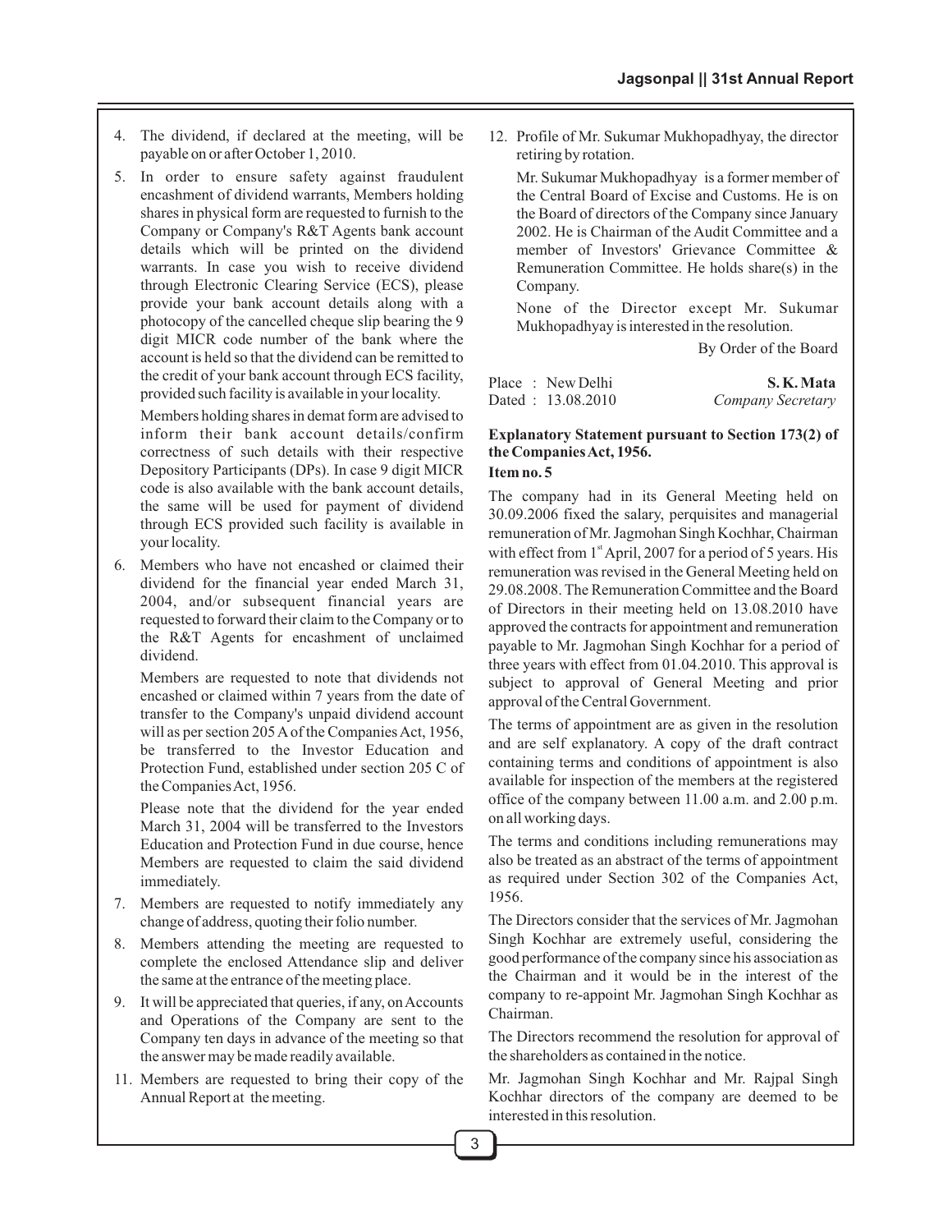4. The dividend, if declared at the meeting, will be payable on or after October 1, 2010.

5. In order to ensure safety against fraudulent encashment of dividend warrants, Members holding shares in physical form are requested to furnish to the Company or Company's R&T Agents bank account details which will be printed on the dividend warrants. In case you wish to receive dividend through Electronic Clearing Service (ECS), please provide your bank account details along with a photocopy of the cancelled cheque slip bearing the 9 digit MICR code number of the bank where the account is held so that the dividend can be remitted to the credit of your bank account through ECS facility, provided such facility is available in your locality.

   Members holding shares in demat form are advised to inform their bank account details/confirm correctness of such details with their respective Depository Participants (DPs). In case 9 digit MICR code is also available with the bank account details, the same will be used for payment of dividend through ECS provided such facility is available in your locality.

6. Members who have not encashed or claimed their dividend for the financial year ended March 31, 2004, and/or subsequent financial years are requested to forward their claim to the Company or to the R&T Agents for encashment of unclaimed dividend.

   Members are requested to note that dividends not encashed or claimed within 7 years from the date of transfer to the Company's unpaid dividend account will as per section 205 A of the Companies Act, 1956, be transferred to the Investor Education and Protection Fund, established under section 205 C of the Companies Act, 1956.

   Please note that the dividend for the year ended March 31, 2004 will be transferred to the Investors Education and Protection Fund in due course, hence Members are requested to claim the said dividend immediately.

7. Members are requested to notify immediately any change of address, quoting their folio number.

8. Members attending the meeting are requested to complete the enclosed Attendance slip and deliver the same at the entrance of the meeting place.

9. It will be appreciated that queries, if any, on Accounts and Operations of the Company are sent to the Company ten days in advance of the meeting so that the answer may be made readily available.

11. Members are requested to bring their copy of the Annual Report at the meeting.

12. Profile of Mr. Sukumar Mukhopadhyay, the director retiring by rotation.

    Mr. Sukumar Mukhopadhyay is a former member of the Central Board of Excise and Customs. He is on the Board of directors of the Company since January 2002. He is Chairman of the Audit Committee and a member of Investors' Grievance Committee & Remuneration Committee. He holds share(s) in the Company.

    None of the Director except Mr. Sukumar Mukhopadhyay is interested in the resolution.

By Order of the Board

Place : New Delhi
Dated : 13.08.2010

**S. K. Mata**
*Company Secretary*

**Explanatory Statement pursuant to Section 173(2) of the Companies Act, 1956.**

**Item no. 5**

The company had in its General Meeting held on 30.09.2006 fixed the salary, perquisites and managerial remuneration of Mr. Jagmohan Singh Kochhar, Chairman with effect from 1st April, 2007 for a period of 5 years. His remuneration was revised in the General Meeting held on 29.08.2008. The Remuneration Committee and the Board of Directors in their meeting held on 13.08.2010 have approved the contracts for appointment and remuneration payable to Mr. Jagmohan Singh Kochhar for a period of three years with effect from 01.04.2010. This approval is subject to approval of General Meeting and prior approval of the Central Government.

The terms of appointment are as given in the resolution and are self explanatory. A copy of the draft contract containing terms and conditions of appointment is also available for inspection of the members at the registered office of the company between 11.00 a.m. and 2.00 p.m. on all working days.

The terms and conditions including remunerations may also be treated as an abstract of the terms of appointment as required under Section 302 of the Companies Act, 1956.

The Directors consider that the services of Mr. Jagmohan Singh Kochhar are extremely useful, considering the good performance of the company since his association as the Chairman and it would be in the interest of the company to re-appoint Mr. Jagmohan Singh Kochhar as Chairman.

The Directors recommend the resolution for approval of the shareholders as contained in the notice.

Mr. Jagmohan Singh Kochhar and Mr. Rajpal Singh Kochhar directors of the company are deemed to be interested in this resolution.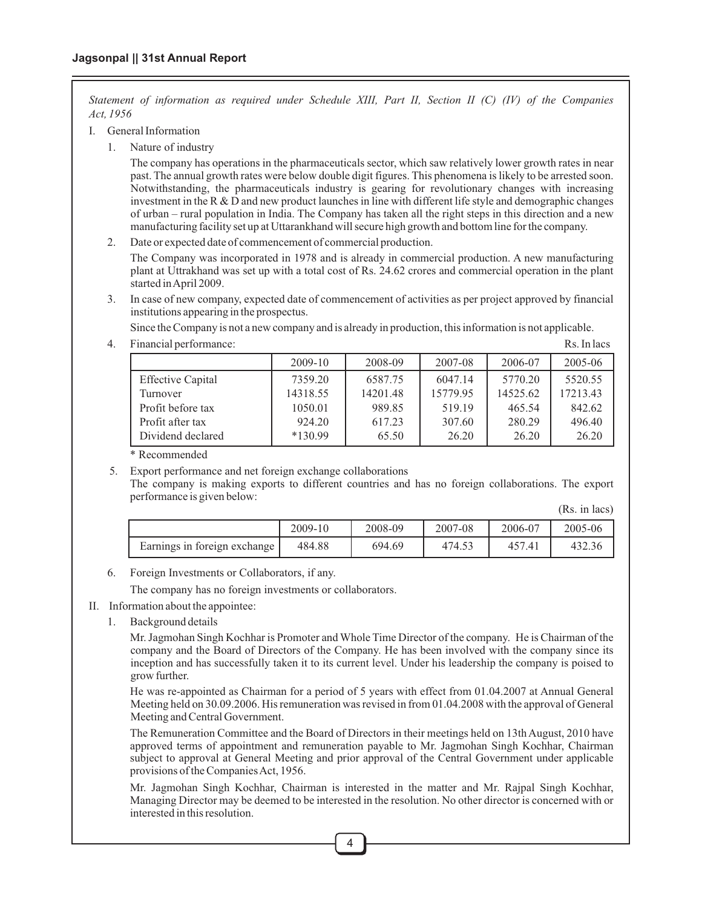*Statement of information as required under Schedule XIII, Part II, Section II (C) (IV) of the Companies Act, 1956*

I. General Information

1. Nature of industry

   The company has operations in the pharmaceuticals sector, which saw relatively lower growth rates in near past. The annual growth rates were below double digit figures. This phenomena is likely to be arrested soon. Notwithstanding, the pharmaceuticals industry is gearing for revolutionary changes with increasing investment in the R & D and new product launches in line with different life style and demographic changes of urban – rural population in India. The Company has taken all the right steps in this direction and a new manufacturing facility set up at Uttarankhand will secure high growth and bottom line for the company.

2. Date or expected date of commencement of commercial production.

   The Company was incorporated in 1978 and is already in commercial production. A new manufacturing plant at Uttrakhand was set up with a total cost of Rs. 24.62 crores and commercial operation in the plant started in April 2009.

3. In case of new company, expected date of commencement of activities as per project approved by financial institutions appearing in the prospectus.

   Since the Company is not a new company and is already in production, this information is not applicable.

4. Financial performance: Rs. In lacs

| | 2009-10 | 2008-09 | 2007-08 | 2006-07 | 2005-06 |
|---|---|---|---|---|---|
| Effective Capital | 7359.20 | 6587.75 | 6047.14 | 5770.20 | 5520.55 |
| Turnover | 14318.55 | 14201.48 | 15779.95 | 14525.62 | 17213.43 |
| Profit before tax | 1050.01 | 989.85 | 519.19 | 465.54 | 842.62 |
| Profit after tax | 924.20 | 617.23 | 307.60 | 280.29 | 496.40 |
| Dividend declared | *130.99 | 65.50 | 26.20 | 26.20 | 26.20 |

   \* Recommended

5. Export performance and net foreign exchange collaborations

   The company is making exports to different countries and has no foreign collaborations. The export performance is given below:

   (Rs. in lacs)

| | 2009-10 | 2008-09 | 2007-08 | 2006-07 | 2005-06 |
|---|---|---|---|---|---|
| Earnings in foreign exchange | 484.88 | 694.69 | 474.53 | 457.41 | 432.36 |

6. Foreign Investments or Collaborators, if any.

   The company has no foreign investments or collaborators.

II. Information about the appointee:

1. Background details

   Mr. Jagmohan Singh Kochhar is Promoter and Whole Time Director of the company. He is Chairman of the company and the Board of Directors of the Company. He has been involved with the company since its inception and has successfully taken it to its current level. Under his leadership the company is poised to grow further.

   He was re-appointed as Chairman for a period of 5 years with effect from 01.04.2007 at Annual General Meeting held on 30.09.2006. His remuneration was revised in from 01.04.2008 with the approval of General Meeting and Central Government.

   The Remuneration Committee and the Board of Directors in their meetings held on 13th August, 2010 have approved terms of appointment and remuneration payable to Mr. Jagmohan Singh Kochhar, Chairman subject to approval at General Meeting and prior approval of the Central Government under applicable provisions of the Companies Act, 1956.

   Mr. Jagmohan Singh Kochhar, Chairman is interested in the matter and Mr. Rajpal Singh Kochhar, Managing Director may be deemed to be interested in the resolution. No other director is concerned with or interested in this resolution.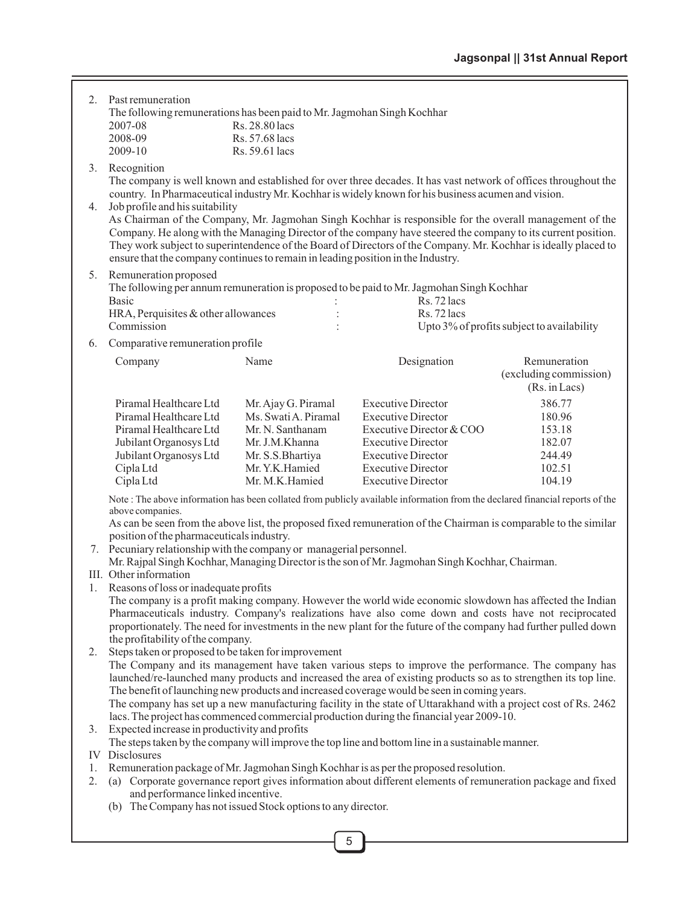2. Past remuneration

   The following remunerations has been paid to Mr. Jagmohan Singh Kochhar

| | |
|---|---|
| 2007-08 | Rs. 28.80 lacs |
| 2008-09 | Rs. 57.68 lacs |
| 2009-10 | Rs. 59.61 lacs |

3. Recognition

   The company is well known and established for over three decades. It has vast network of offices throughout the country. In Pharmaceutical industry Mr. Kochhar is widely known for his business acumen and vision.

4. Job profile and his suitability

   As Chairman of the Company, Mr. Jagmohan Singh Kochhar is responsible for the overall management of the Company. He along with the Managing Director of the company have steered the company to its current position. They work subject to superintendence of the Board of Directors of the Company. Mr. Kochhar is ideally placed to ensure that the company continues to remain in leading position in the Industry.

5. Remuneration proposed

   The following per annum remuneration is proposed to be paid to Mr. Jagmohan Singh Kochhar

| | | |
|---|---|---|
| Basic | : | Rs. 72 lacs |
| HRA, Perquisites & other allowances | : | Rs. 72 lacs |
| Commission | : | Upto 3% of profits subject to availability |

6. Comparative remuneration profile

| Company | Name | Designation | Remuneration (excluding commission) (Rs. in Lacs) |
|---|---|---|---|
| Piramal Healthcare Ltd | Mr. Ajay G. Piramal | Executive Director | 386.77 |
| Piramal Healthcare Ltd | Ms. Swati A. Piramal | Executive Director | 180.96 |
| Piramal Healthcare Ltd | Mr. N. Santhanam | Executive Director & COO | 153.18 |
| Jubilant Organosys Ltd | Mr. J.M.Khanna | Executive Director | 182.07 |
| Jubilant Organosys Ltd | Mr. S.S.Bhartiya | Executive Director | 244.49 |
| Cipla Ltd | Mr. Y.K.Hamied | Executive Director | 102.51 |
| Cipla Ltd | Mr. M.K.Hamied | Executive Director | 104.19 |

   Note : The above information has been collated from publicly available information from the declared financial reports of the above companies.

   As can be seen from the above list, the proposed fixed remuneration of the Chairman is comparable to the similar position of the pharmaceuticals industry.

7. Pecuniary relationship with the company or managerial personnel.

   Mr. Rajpal Singh Kochhar, Managing Director is the son of Mr. Jagmohan Singh Kochhar, Chairman.

III. Other information

1. Reasons of loss or inadequate profits

   The company is a profit making company. However the world wide economic slowdown has affected the Indian Pharmaceuticals industry. Company's realizations have also come down and costs have not reciprocated proportionately. The need for investments in the new plant for the future of the company had further pulled down the profitability of the company.

2. Steps taken or proposed to be taken for improvement

   The Company and its management have taken various steps to improve the performance. The company has launched/re-launched many products and increased the area of existing products so as to strengthen its top line. The benefit of launching new products and increased coverage would be seen in coming years.

   The company has set up a new manufacturing facility in the state of Uttarakhand with a project cost of Rs. 2462 lacs. The project has commenced commercial production during the financial year 2009-10.

3. Expected increase in productivity and profits

   The steps taken by the company will improve the top line and bottom line in a sustainable manner.

IV Disclosures

1. Remuneration package of Mr. Jagmohan Singh Kochhar is as per the proposed resolution.
2. (a) Corporate governance report gives information about different elements of remuneration package and fixed and performance linked incentive.

   (b) The Company has not issued Stock options to any director.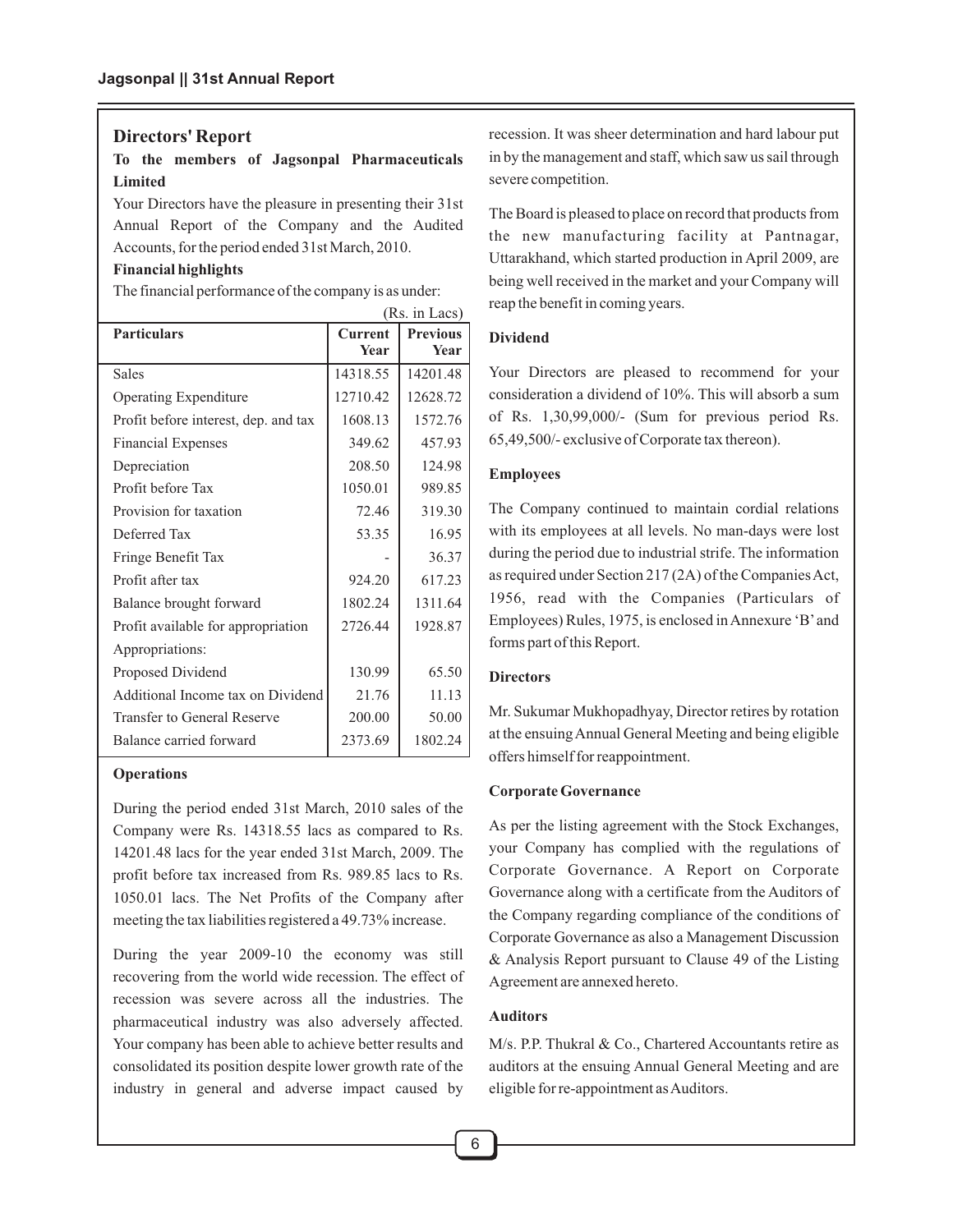## Directors' Report

**To the members of Jagsonpal Pharmaceuticals Limited**

Your Directors have the pleasure in presenting their 31st Annual Report of the Company and the Audited Accounts, for the period ended 31st March, 2010.

**Financial highlights**

The financial performance of the company is as under:

(Rs. in Lacs)

| Particulars | Current Year | Previous Year |
|---|---|---|
| Sales | 14318.55 | 14201.48 |
| Operating Expenditure | 12710.42 | 12628.72 |
| Profit before interest, dep. and tax | 1608.13 | 1572.76 |
| Financial Expenses | 349.62 | 457.93 |
| Depreciation | 208.50 | 124.98 |
| Profit before Tax | 1050.01 | 989.85 |
| Provision for taxation | 72.46 | 319.30 |
| Deferred Tax | 53.35 | 16.95 |
| Fringe Benefit Tax | - | 36.37 |
| Profit after tax | 924.20 | 617.23 |
| Balance brought forward | 1802.24 | 1311.64 |
| Profit available for appropriation | 2726.44 | 1928.87 |
| Appropriations: | | |
| Proposed Dividend | 130.99 | 65.50 |
| Additional Income tax on Dividend | 21.76 | 11.13 |
| Transfer to General Reserve | 200.00 | 50.00 |
| Balance carried forward | 2373.69 | 1802.24 |

**Operations**

During the period ended 31st March, 2010 sales of the Company were Rs. 14318.55 lacs as compared to Rs. 14201.48 lacs for the year ended 31st March, 2009. The profit before tax increased from Rs. 989.85 lacs to Rs. 1050.01 lacs. The Net Profits of the Company after meeting the tax liabilities registered a 49.73% increase.

During the year 2009-10 the economy was still recovering from the world wide recession. The effect of recession was severe across all the industries. The pharmaceutical industry was also adversely affected. Your company has been able to achieve better results and consolidated its position despite lower growth rate of the industry in general and adverse impact caused by recession. It was sheer determination and hard labour put in by the management and staff, which saw us sail through severe competition.

The Board is pleased to place on record that products from the new manufacturing facility at Pantnagar, Uttarakhand, which started production in April 2009, are being well received in the market and your Company will reap the benefit in coming years.

**Dividend**

Your Directors are pleased to recommend for your consideration a dividend of 10%. This will absorb a sum of Rs. 1,30,99,000/- (Sum for previous period Rs. 65,49,500/- exclusive of Corporate tax thereon).

**Employees**

The Company continued to maintain cordial relations with its employees at all levels. No man-days were lost during the period due to industrial strife. The information as required under Section 217 (2A) of the Companies Act, 1956, read with the Companies (Particulars of Employees) Rules, 1975, is enclosed in Annexure 'B' and forms part of this Report.

**Directors**

Mr. Sukumar Mukhopadhyay, Director retires by rotation at the ensuing Annual General Meeting and being eligible offers himself for reappointment.

**Corporate Governance**

As per the listing agreement with the Stock Exchanges, your Company has complied with the regulations of Corporate Governance. A Report on Corporate Governance along with a certificate from the Auditors of the Company regarding compliance of the conditions of Corporate Governance as also a Management Discussion & Analysis Report pursuant to Clause 49 of the Listing Agreement are annexed hereto.

**Auditors**

M/s. P.P. Thukral & Co., Chartered Accountants retire as auditors at the ensuing Annual General Meeting and are eligible for re-appointment as Auditors.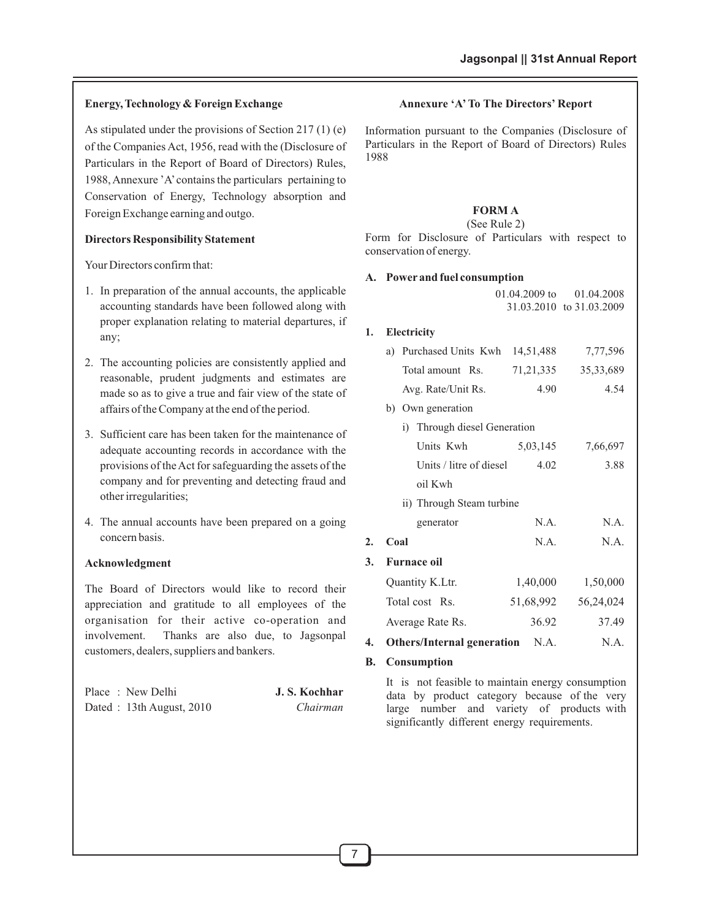### Energy, Technology & Foreign Exchange

As stipulated under the provisions of Section 217 (1) (e) of the Companies Act, 1956, read with the (Disclosure of Particulars in the Report of Board of Directors) Rules, 1988, Annexure 'A' contains the particulars pertaining to Conservation of Energy, Technology absorption and Foreign Exchange earning and outgo.

### Directors Responsibility Statement

Your Directors confirm that:

1. In preparation of the annual accounts, the applicable accounting standards have been followed along with proper explanation relating to material departures, if any;
2. The accounting policies are consistently applied and reasonable, prudent judgments and estimates are made so as to give a true and fair view of the state of affairs of the Company at the end of the period.
3. Sufficient care has been taken for the maintenance of adequate accounting records in accordance with the provisions of the Act for safeguarding the assets of the company and for preventing and detecting fraud and other irregularities;
4. The annual accounts have been prepared on a going concern basis.

### Acknowledgment

The Board of Directors would like to record their appreciation and gratitude to all employees of the organisation for their active co-operation and involvement. Thanks are also due, to Jagsonpal customers, dealers, suppliers and bankers.

Place : New Delhi  
Dated : 13th August, 2010

**J. S. Kochhar**  
*Chairman*

### Annexure 'A' To The Directors' Report

Information pursuant to the Companies (Disclosure of Particulars in the Report of Board of Directors) Rules 1988

**FORM A**

(See Rule 2)

Form for Disclosure of Particulars with respect to conservation of energy.

**A. Power and fuel consumption**

| | 01.04.2009 to 31.03.2010 | 01.04.2008 to 31.03.2009 |
|---|---|---|
| **1. Electricity** | | |
| a) Purchased Units Kwh | 14,51,488 | 7,77,596 |
| Total amount Rs. | 71,21,335 | 35,33,689 |
| Avg. Rate/Unit Rs. | 4.90 | 4.54 |
| b) Own generation | | |
| i) Through diesel Generation | | |
| Units Kwh | 5,03,145 | 7,66,697 |
| Units / litre of diesel oil Kwh | 4.02 | 3.88 |
| ii) Through Steam turbine generator | N.A. | N.A. |
| **2. Coal** | N.A. | N.A. |
| **3. Furnace oil** | | |
| Quantity K.Ltr. | 1,40,000 | 1,50,000 |
| Total cost Rs. | 51,68,992 | 56,24,024 |
| Average Rate Rs. | 36.92 | 37.49 |
| **4. Others/Internal generation** | N.A. | N.A. |

**B. Consumption**

It is not feasible to maintain energy consumption data by product category because of the very large number and variety of products with significantly different energy requirements.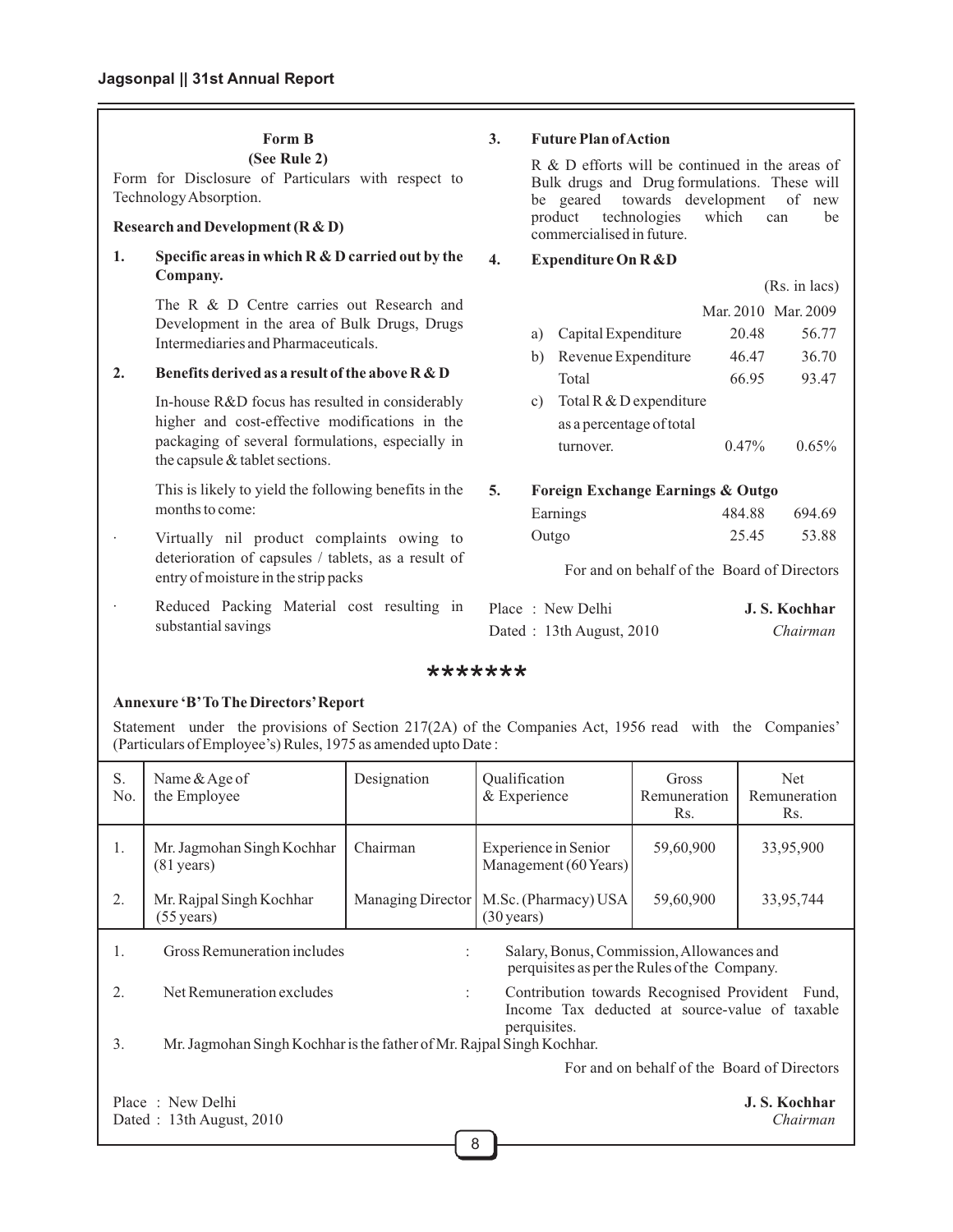**Form B**
**(See Rule 2)**

Form for Disclosure of Particulars with respect to Technology Absorption.

**Research and Development (R & D)**

**1. Specific areas in which R & D carried out by the Company.**

The R & D Centre carries out Research and Development in the area of Bulk Drugs, Drugs Intermediaries and Pharmaceuticals.

**2. Benefits derived as a result of the above R & D**

In-house R&D focus has resulted in considerably higher and cost-effective modifications in the packaging of several formulations, especially in the capsule & tablet sections.

This is likely to yield the following benefits in the months to come:

- Virtually nil product complaints owing to deterioration of capsules / tablets, as a result of entry of moisture in the strip packs
- Reduced Packing Material cost resulting in substantial savings

**3. Future Plan of Action**

R & D efforts will be continued in the areas of Bulk drugs and Drug formulations. These will be geared towards development of new product technologies which can be commercialised in future.

**4. Expenditure On R &D**

(Rs. in lacs)

| | | Mar. 2010 | Mar. 2009 |
|---|---|---|---|
| a) | Capital Expenditure | 20.48 | 56.77 |
| b) | Revenue Expenditure | 46.47 | 36.70 |
| | Total | 66.95 | 93.47 |
| c) | Total R & D expenditure as a percentage of total turnover. | 0.47% | 0.65% |

**5. Foreign Exchange Earnings & Outgo**

| | | |
|---|---|---|
| Earnings | 484.88 | 694.69 |
| Outgo | 25.45 | 53.88 |

For and on behalf of the Board of Directors

Place : New Delhi
Dated : 13th August, 2010

**J. S. Kochhar**
*Chairman*

*******

**Annexure 'B' To The Directors' Report**

Statement under the provisions of Section 217(2A) of the Companies Act, 1956 read with the Companies' (Particulars of Employee's) Rules, 1975 as amended upto Date :

| S. No. | Name & Age of the Employee | Designation | Qualification & Experience | Gross Remuneration Rs. | Net Remuneration Rs. |
|---|---|---|---|---|---|
| 1. | Mr. Jagmohan Singh Kochhar (81 years) | Chairman | Experience in Senior Management (60 Years) | 59,60,900 | 33,95,900 |
| 2. | Mr. Rajpal Singh Kochhar (55 years) | Managing Director | M.Sc. (Pharmacy) USA (30 years) | 59,60,900 | 33,95,744 |

1. Gross Remuneration includes : Salary, Bonus, Commission, Allowances and perquisites as per the Rules of the Company.
2. Net Remuneration excludes : Contribution towards Recognised Provident Fund, Income Tax deducted at source-value of taxable perquisites.
3. Mr. Jagmohan Singh Kochhar is the father of Mr. Rajpal Singh Kochhar.

For and on behalf of the Board of Directors

Place : New Delhi
Dated : 13th August, 2010

**J. S. Kochhar**
*Chairman*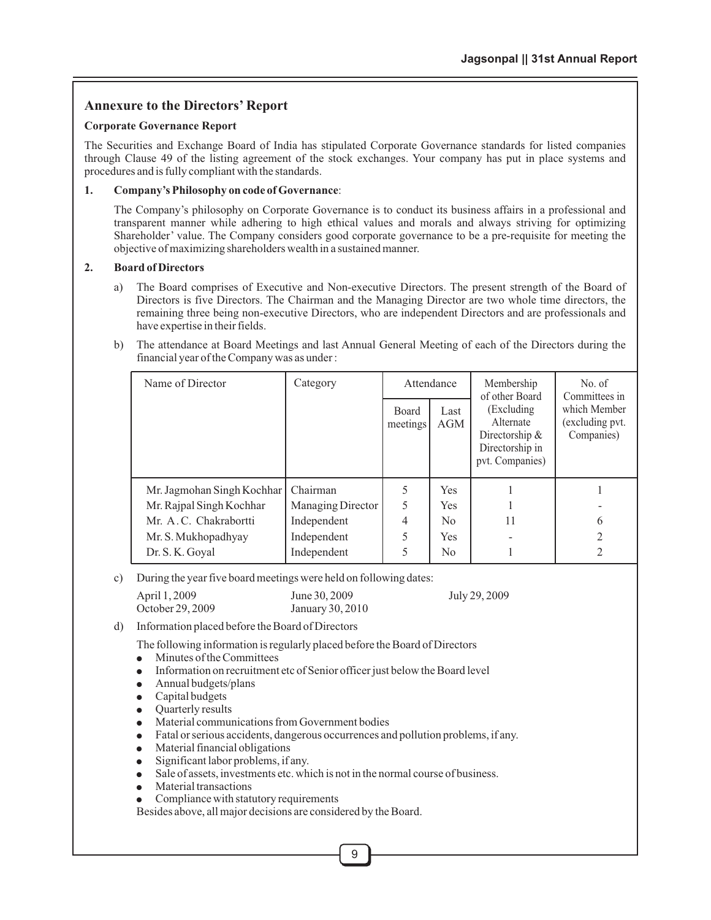## Annexure to the Directors' Report

**Corporate Governance Report**

The Securities and Exchange Board of India has stipulated Corporate Governance standards for listed companies through Clause 49 of the listing agreement of the stock exchanges. Your company has put in place systems and procedures and is fully compliant with the standards.

**1. Company's Philosophy on code of Governance**:

The Company's philosophy on Corporate Governance is to conduct its business affairs in a professional and transparent manner while adhering to high ethical values and morals and always striving for optimizing Shareholder' value. The Company considers good corporate governance to be a pre-requisite for meeting the objective of maximizing shareholders wealth in a sustained manner.

**2. Board of Directors**

a) The Board comprises of Executive and Non-executive Directors. The present strength of the Board of Directors is five Directors. The Chairman and the Managing Director are two whole time directors, the remaining three being non-executive Directors, who are independent Directors and are professionals and have expertise in their fields.

b) The attendance at Board Meetings and last Annual General Meeting of each of the Directors during the financial year of the Company was as under :

| Name of Director | Category | Attendance | | Membership of other Board (Excluding Alternate Directorship & Directorship in pvt. Companies) | No. of Committees in which Member (excluding pvt. Companies) |
|---|---|---|---|---|---|
| | | Board meetings | Last AGM | | |
| Mr. Jagmohan Singh Kochhar | Chairman | 5 | Yes | 1 | 1 |
| Mr. Rajpal Singh Kochhar | Managing Director | 5 | Yes | 1 | - |
| Mr. A.C. Chakrabortti | Independent | 4 | No | 11 | 6 |
| Mr. S. Mukhopadhyay | Independent | 5 | Yes | - | 2 |
| Dr. S. K. Goyal | Independent | 5 | No | 1 | 2 |

c) During the year five board meetings were held on following dates:

April 1, 2009 June 30, 2009 July 29, 2009
October 29, 2009 January 30, 2010

d) Information placed before the Board of Directors

The following information is regularly placed before the Board of Directors

- Minutes of the Committees
- Information on recruitment etc of Senior officer just below the Board level
- Annual budgets/plans
- Capital budgets
- Quarterly results
- Material communications from Government bodies
- Fatal or serious accidents, dangerous occurrences and pollution problems, if any.
- Material financial obligations
- Significant labor problems, if any.
- Sale of assets, investments etc. which is not in the normal course of business.
- Material transactions
- Compliance with statutory requirements

Besides above, all major decisions are considered by the Board.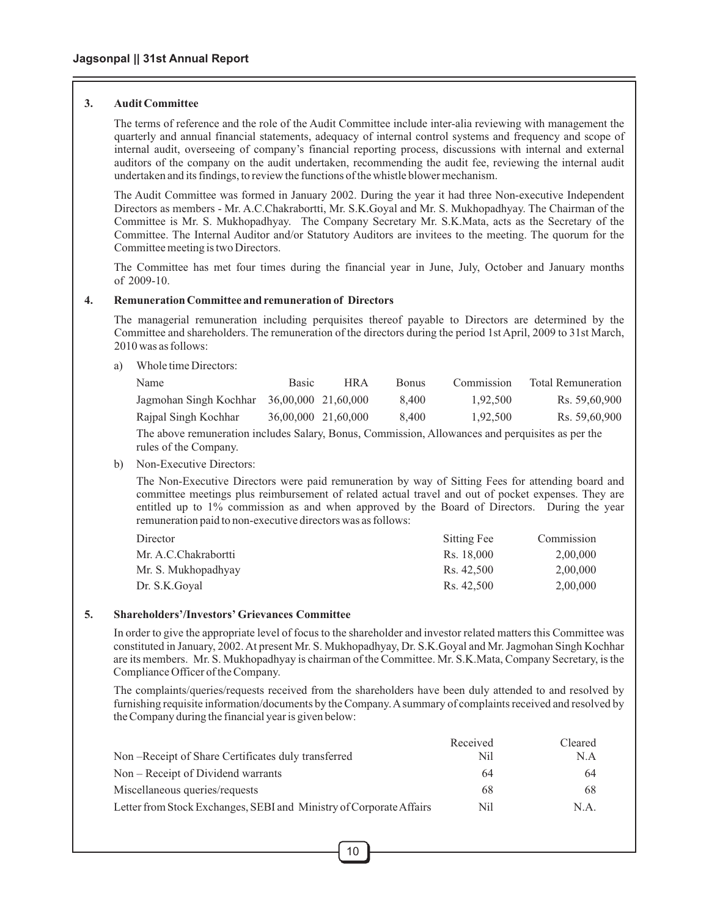### 3. Audit Committee

The terms of reference and the role of the Audit Committee include inter-alia reviewing with management the quarterly and annual financial statements, adequacy of internal control systems and frequency and scope of internal audit, overseeing of company's financial reporting process, discussions with internal and external auditors of the company on the audit undertaken, recommending the audit fee, reviewing the internal audit undertaken and its findings, to review the functions of the whistle blower mechanism.

The Audit Committee was formed in January 2002. During the year it had three Non-executive Independent Directors as members - Mr. A.C.Chakrabortti, Mr. S.K.Goyal and Mr. S. Mukhopadhyay. The Chairman of the Committee is Mr. S. Mukhopadhyay. The Company Secretary Mr. S.K.Mata, acts as the Secretary of the Committee. The Internal Auditor and/or Statutory Auditors are invitees to the meeting. The quorum for the Committee meeting is two Directors.

The Committee has met four times during the financial year in June, July, October and January months of 2009-10.

### 4. Remuneration Committee and remuneration of Directors

The managerial remuneration including perquisites thereof payable to Directors are determined by the Committee and shareholders. The remuneration of the directors during the period 1st April, 2009 to 31st March, 2010 was as follows:

a) Whole time Directors:

| Name | Basic | HRA | Bonus | Commission | Total Remuneration |
|---|---|---|---|---|---|
| Jagmohan Singh Kochhar | 36,00,000 | 21,60,000 | 8,400 | 1,92,500 | Rs. 59,60,900 |
| Rajpal Singh Kochhar | 36,00,000 | 21,60,000 | 8,400 | 1,92,500 | Rs. 59,60,900 |

The above remuneration includes Salary, Bonus, Commission, Allowances and perquisites as per the rules of the Company.

b) Non-Executive Directors:

The Non-Executive Directors were paid remuneration by way of Sitting Fees for attending board and committee meetings plus reimbursement of related actual travel and out of pocket expenses. They are entitled up to 1% commission as and when approved by the Board of Directors. During the year remuneration paid to non-executive directors was as follows:

| Director | Sitting Fee | Commission |
|---|---|---|
| Mr. A.C.Chakrabortti | Rs. 18,000 | 2,00,000 |
| Mr. S. Mukhopadhyay | Rs. 42,500 | 2,00,000 |
| Dr. S.K.Goyal | Rs. 42,500 | 2,00,000 |

### 5. Shareholders'/Investors' Grievances Committee

In order to give the appropriate level of focus to the shareholder and investor related matters this Committee was constituted in January, 2002. At present Mr. S. Mukhopadhyay, Dr. S.K.Goyal and Mr. Jagmohan Singh Kochhar are its members. Mr. S. Mukhopadhyay is chairman of the Committee. Mr. S.K.Mata, Company Secretary, is the Compliance Officer of the Company.

The complaints/queries/requests received from the shareholders have been duly attended to and resolved by furnishing requisite information/documents by the Company. A summary of complaints received and resolved by the Company during the financial year is given below:

| | Received | Cleared |
|---|---|---|
| Non –Receipt of Share Certificates duly transferred | Nil | N.A |
| Non – Receipt of Dividend warrants | 64 | 64 |
| Miscellaneous queries/requests | 68 | 68 |
| Letter from Stock Exchanges, SEBI and Ministry of Corporate Affairs | Nil | N.A. |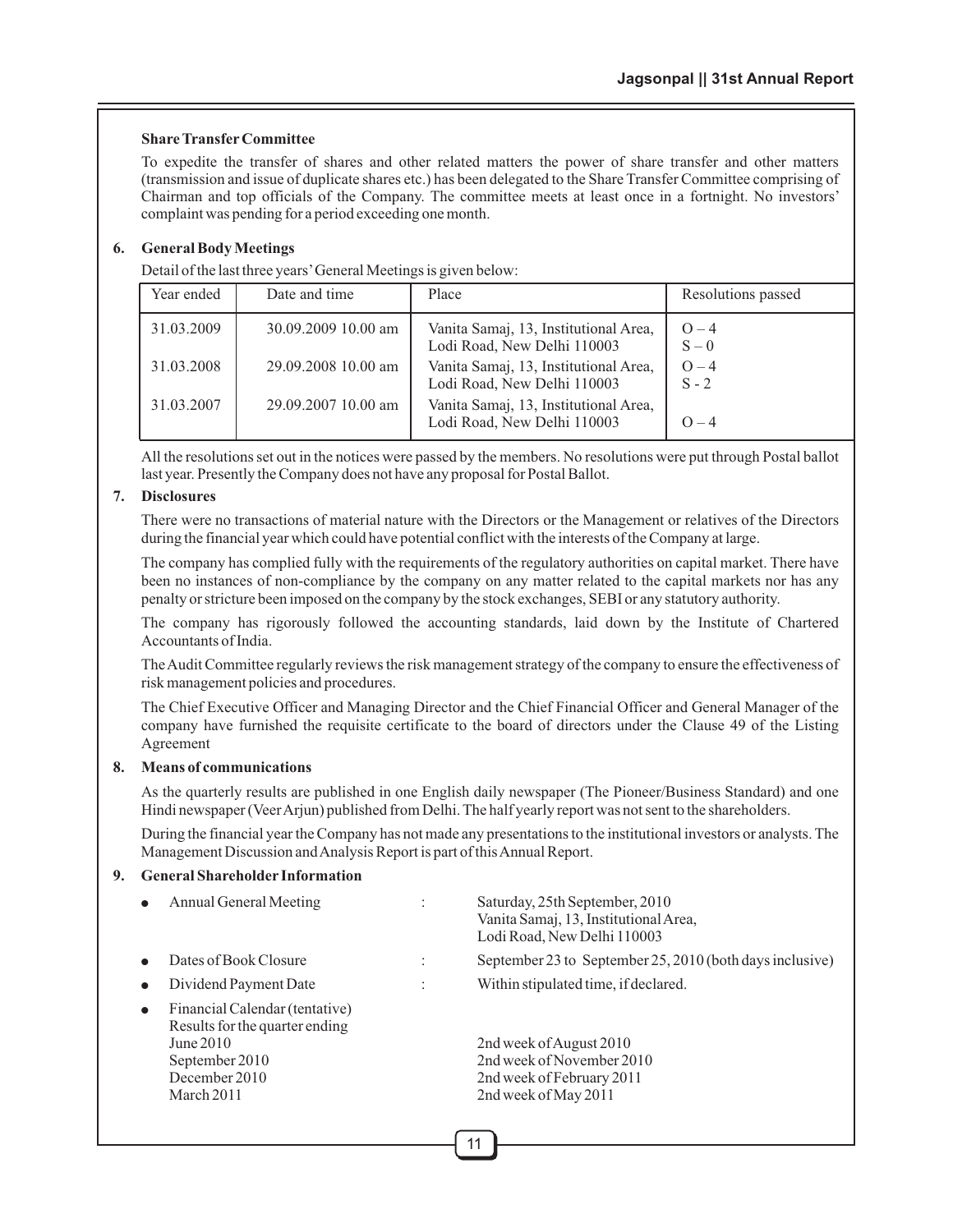### Share Transfer Committee

To expedite the transfer of shares and other related matters the power of share transfer and other matters (transmission and issue of duplicate shares etc.) has been delegated to the Share Transfer Committee comprising of Chairman and top officials of the Company. The committee meets at least once in a fortnight. No investors' complaint was pending for a period exceeding one month.

## 6. General Body Meetings

Detail of the last three years' General Meetings is given below:

| Year ended | Date and time | Place | Resolutions passed |
|---|---|---|---|
| 31.03.2009 | 30.09.2009 10.00 am | Vanita Samaj, 13, Institutional Area, Lodi Road, New Delhi 110003 | O – 4<br>S – 0 |
| 31.03.2008 | 29.09.2008 10.00 am | Vanita Samaj, 13, Institutional Area, Lodi Road, New Delhi 110003 | O – 4<br>S - 2 |
| 31.03.2007 | 29.09.2007 10.00 am | Vanita Samaj, 13, Institutional Area, Lodi Road, New Delhi 110003 | O – 4 |

All the resolutions set out in the notices were passed by the members. No resolutions were put through Postal ballot last year. Presently the Company does not have any proposal for Postal Ballot.

## 7. Disclosures

There were no transactions of material nature with the Directors or the Management or relatives of the Directors during the financial year which could have potential conflict with the interests of the Company at large.

The company has complied fully with the requirements of the regulatory authorities on capital market. There have been no instances of non-compliance by the company on any matter related to the capital markets nor has any penalty or stricture been imposed on the company by the stock exchanges, SEBI or any statutory authority.

The company has rigorously followed the accounting standards, laid down by the Institute of Chartered Accountants of India.

The Audit Committee regularly reviews the risk management strategy of the company to ensure the effectiveness of risk management policies and procedures.

The Chief Executive Officer and Managing Director and the Chief Financial Officer and General Manager of the company have furnished the requisite certificate to the board of directors under the Clause 49 of the Listing Agreement

## 8. Means of communications

As the quarterly results are published in one English daily newspaper (The Pioneer/Business Standard) and one Hindi newspaper (Veer Arjun) published from Delhi. The half yearly report was not sent to the shareholders.

During the financial year the Company has not made any presentations to the institutional investors or analysts. The Management Discussion and Analysis Report is part of this Annual Report.

## 9. General Shareholder Information

- Annual General Meeting : Saturday, 25th September, 2010
  Vanita Samaj, 13, Institutional Area,
  Lodi Road, New Delhi 110003
- Dates of Book Closure : September 23 to September 25, 2010 (both days inclusive)
- Dividend Payment Date : Within stipulated time, if declared.
- Financial Calendar (tentative)
  Results for the quarter ending
  - June 2010 — 2nd week of August 2010
  - September 2010 — 2nd week of November 2010
  - December 2010 — 2nd week of February 2011
  - March 2011 — 2nd week of May 2011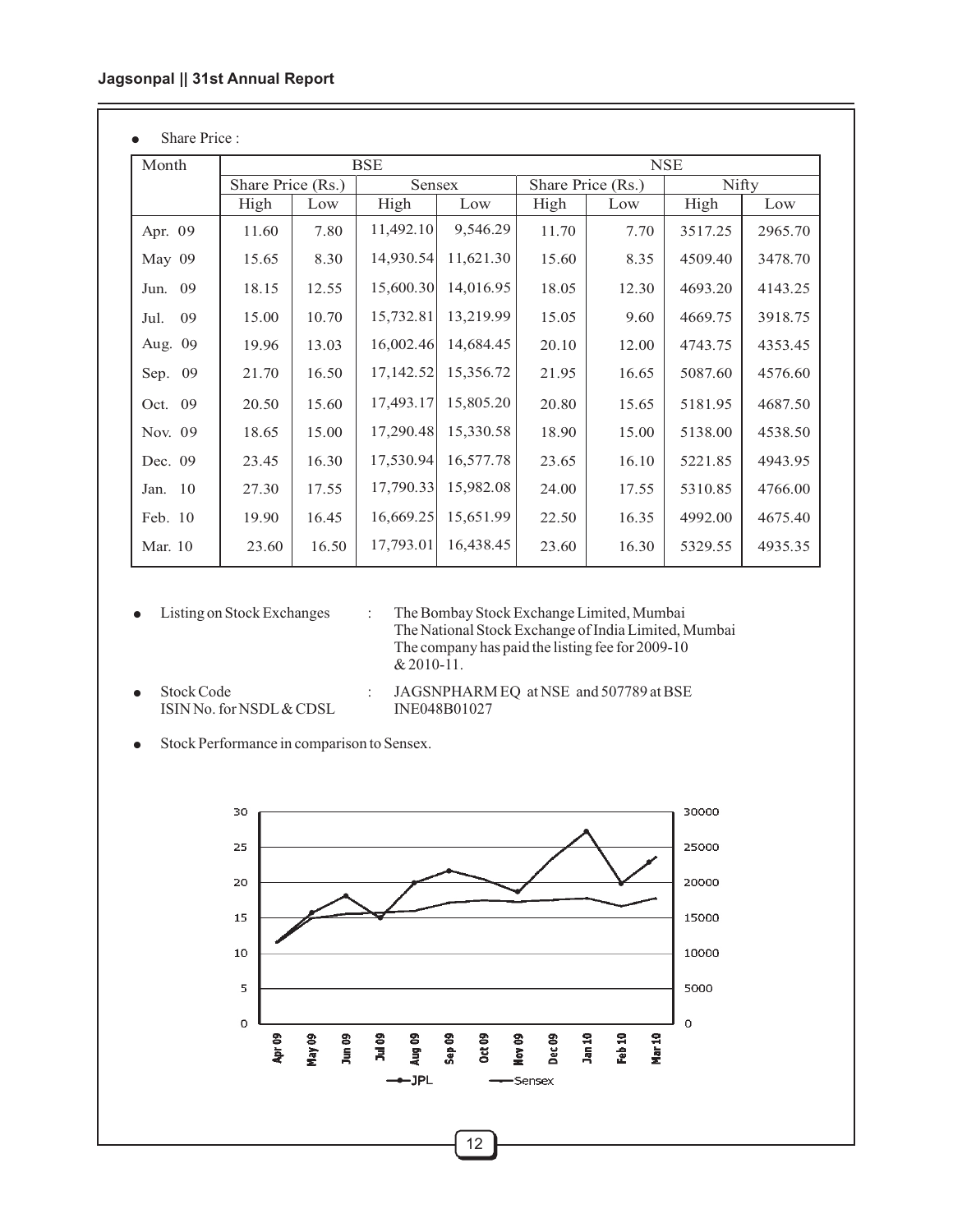- Share Price :

| Month | BSE | | | | NSE | | | |
|---|---|---|---|---|---|---|---|---|
| | Share Price (Rs.) | | Sensex | | Share Price (Rs.) | | Nifty | |
| | High | Low | High | Low | High | Low | High | Low |
| Apr. 09 | 11.60 | 7.80 | 11,492.10 | 9,546.29 | 11.70 | 7.70 | 3517.25 | 2965.70 |
| May 09 | 15.65 | 8.30 | 14,930.54 | 11,621.30 | 15.60 | 8.35 | 4509.40 | 3478.70 |
| Jun. 09 | 18.15 | 12.55 | 15,600.30 | 14,016.95 | 18.05 | 12.30 | 4693.20 | 4143.25 |
| Jul. 09 | 15.00 | 10.70 | 15,732.81 | 13,219.99 | 15.05 | 9.60 | 4669.75 | 3918.75 |
| Aug. 09 | 19.96 | 13.03 | 16,002.46 | 14,684.45 | 20.10 | 12.00 | 4743.75 | 4353.45 |
| Sep. 09 | 21.70 | 16.50 | 17,142.52 | 15,356.72 | 21.95 | 16.65 | 5087.60 | 4576.60 |
| Oct. 09 | 20.50 | 15.60 | 17,493.17 | 15,805.20 | 20.80 | 15.65 | 5181.95 | 4687.50 |
| Nov. 09 | 18.65 | 15.00 | 17,290.48 | 15,330.58 | 18.90 | 15.00 | 5138.00 | 4538.50 |
| Dec. 09 | 23.45 | 16.30 | 17,530.94 | 16,577.78 | 23.65 | 16.10 | 5221.85 | 4943.95 |
| Jan. 10 | 27.30 | 17.55 | 17,790.33 | 15,982.08 | 24.00 | 17.55 | 5310.85 | 4766.00 |
| Feb. 10 | 19.90 | 16.45 | 16,669.25 | 15,651.99 | 22.50 | 16.35 | 4992.00 | 4675.40 |
| Mar. 10 | 23.60 | 16.50 | 17,793.01 | 16,438.45 | 23.60 | 16.30 | 5329.55 | 4935.35 |

- Listing on Stock Exchanges : The Bombay Stock Exchange Limited, Mumbai
  The National Stock Exchange of India Limited, Mumbai
  The company has paid the listing fee for 2009-10 & 2010-11.

- Stock Code : JAGSNPHARM EQ at NSE and 507789 at BSE
  ISIN No. for NSDL & CDSL : INE048B01027

- Stock Performance in comparison to Sensex.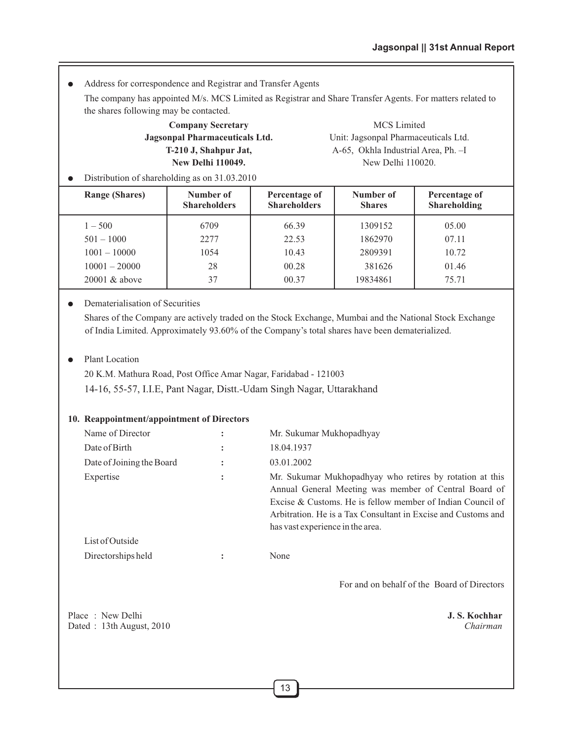- Address for correspondence and Registrar and Transfer Agents

  The company has appointed M/s. MCS Limited as Registrar and Share Transfer Agents. For matters related to the shares following may be contacted.

  **Company Secretary**
  **Jagsonpal Pharmaceuticals Ltd.**
  **T-210 J, Shahpur Jat,**
  **New Delhi 110049.**

  MCS Limited
  Unit: Jagsonpal Pharmaceuticals Ltd.
  A-65, Okhla Industrial Area, Ph. –I
  New Delhi 110020.

- Distribution of shareholding as on 31.03.2010

| Range (Shares) | Number of Shareholders | Percentage of Shareholders | Number of Shares | Percentage of Shareholding |
|---|---|---|---|---|
| 1 – 500 | 6709 | 66.39 | 1309152 | 05.00 |
| 501 – 1000 | 2277 | 22.53 | 1862970 | 07.11 |
| 1001 – 10000 | 1054 | 10.43 | 2809391 | 10.72 |
| 10001 – 20000 | 28 | 00.28 | 381626 | 01.46 |
| 20001 & above | 37 | 00.37 | 19834861 | 75.71 |

- Dematerialisation of Securities

  Shares of the Company are actively traded on the Stock Exchange, Mumbai and the National Stock Exchange of India Limited. Approximately 93.60% of the Company's total shares have been dematerialized.

- Plant Location

  20 K.M. Mathura Road, Post Office Amar Nagar, Faridabad - 121003

  14-16, 55-57, I.I.E, Pant Nagar, Distt.-Udam Singh Nagar, Uttarakhand

**10. Reappointment/appointment of Directors**

| | | |
|---|---|---|
| Name of Director | : | Mr. Sukumar Mukhopadhyay |
| Date of Birth | : | 18.04.1937 |
| Date of Joining the Board | : | 03.01.2002 |
| Expertise | : | Mr. Sukumar Mukhopadhyay who retires by rotation at this Annual General Meeting was member of Central Board of Excise & Customs. He is fellow member of Indian Council of Arbitration. He is a Tax Consultant in Excise and Customs and has vast experience in the area. |
| List of Outside Directorships held | : | None |

For and on behalf of the Board of Directors

Place : New Delhi
Dated : 13th August, 2010

**J. S. Kochhar**
*Chairman*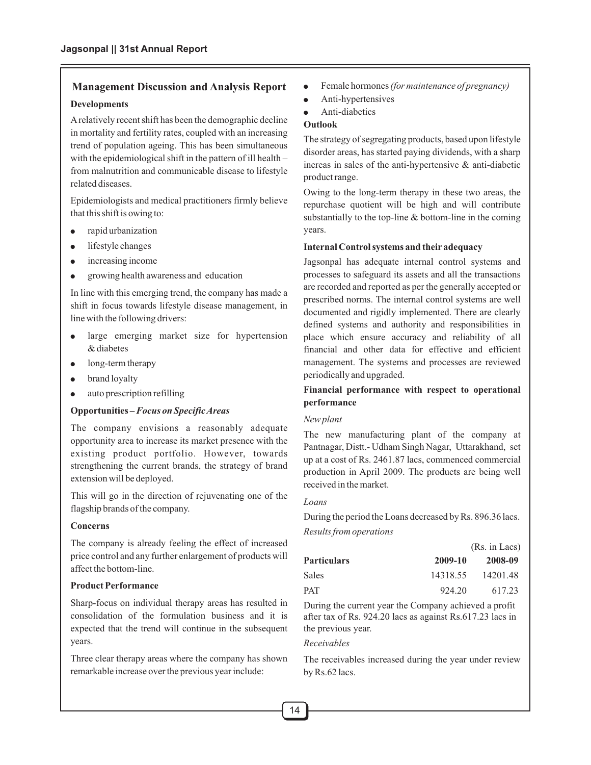## Management Discussion and Analysis Report

### Developments

A relatively recent shift has been the demographic decline in mortality and fertility rates, coupled with an increasing trend of population ageing. This has been simultaneous with the epidemiological shift in the pattern of ill health – from malnutrition and communicable disease to lifestyle related diseases.

Epidemiologists and medical practitioners firmly believe that this shift is owing to:

- rapid urbanization
- lifestyle changes
- increasing income
- growing health awareness and education

In line with this emerging trend, the company has made a shift in focus towards lifestyle disease management, in line with the following drivers:

- large emerging market size for hypertension & diabetes
- long-term therapy
- brand loyalty
- auto prescription refilling

### Opportunities – *Focus on Specific Areas*

The company envisions a reasonably adequate opportunity area to increase its market presence with the existing product portfolio. However, towards strengthening the current brands, the strategy of brand extension will be deployed.

This will go in the direction of rejuvenating one of the flagship brands of the company.

### Concerns

The company is already feeling the effect of increased price control and any further enlargement of products will affect the bottom-line.

### Product Performance

Sharp-focus on individual therapy areas has resulted in consolidation of the formulation business and it is expected that the trend will continue in the subsequent years.

Three clear therapy areas where the company has shown remarkable increase over the previous year include:

- Female hormones *(for maintenance of pregnancy)*
- Anti-hypertensives
- Anti-diabetics

### Outlook

The strategy of segregating products, based upon lifestyle disorder areas, has started paying dividends, with a sharp increas in sales of the anti-hypertensive & anti-diabetic product range.

Owing to the long-term therapy in these two areas, the repurchase quotient will be high and will contribute substantially to the top-line & bottom-line in the coming years.

### Internal Control systems and their adequacy

Jagsonpal has adequate internal control systems and processes to safeguard its assets and all the transactions are recorded and reported as per the generally accepted or prescribed norms. The internal control systems are well documented and rigidly implemented. There are clearly defined systems and authority and responsibilities in place which ensure accuracy and reliability of all financial and other data for effective and efficient management. The systems and processes are reviewed periodically and upgraded.

### Financial performance with respect to operational performance

*New plant*

The new manufacturing plant of the company at Pantnagar, Distt.- Udham Singh Nagar, Uttarakhand, set up at a cost of Rs. 2461.87 lacs, commenced commercial production in April 2009. The products are being well received in the market.

*Loans*

During the period the Loans decreased by Rs. 896.36 lacs.

*Results from operations*

(Rs. in Lacs)

| Particulars | 2009-10 | 2008-09 |
|---|---|---|
| Sales | 14318.55 | 14201.48 |
| PAT | 924.20 | 617.23 |

During the current year the Company achieved a profit after tax of Rs. 924.20 lacs as against Rs.617.23 lacs in the previous year.

*Receivables*

The receivables increased during the year under review by Rs.62 lacs.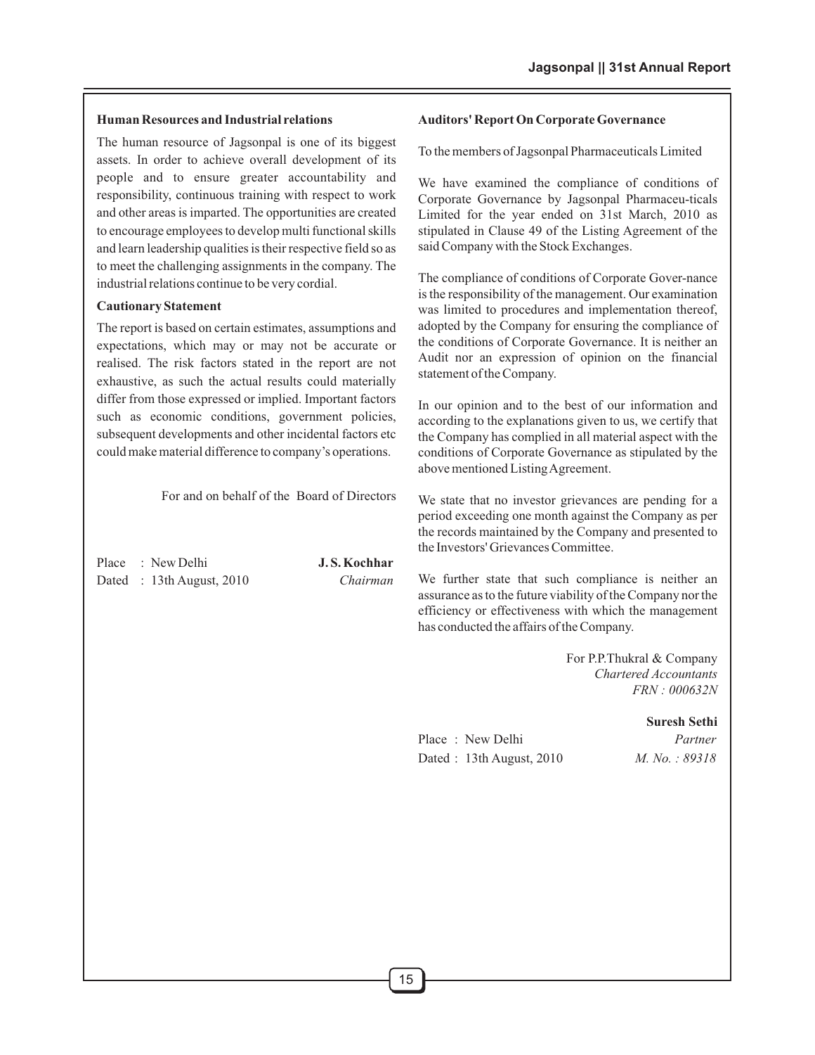**Human Resources and Industrial relations**

The human resource of Jagsonpal is one of its biggest assets. In order to achieve overall development of its people and to ensure greater accountability and responsibility, continuous training with respect to work and other areas is imparted. The opportunities are created to encourage employees to develop multi functional skills and learn leadership qualities is their respective field so as to meet the challenging assignments in the company. The industrial relations continue to be very cordial.

**Cautionary Statement**

The report is based on certain estimates, assumptions and expectations, which may or may not be accurate or realised. The risk factors stated in the report are not exhaustive, as such the actual results could materially differ from those expressed or implied. Important factors such as economic conditions, government policies, subsequent developments and other incidental factors etc could make material difference to company's operations.

For and on behalf of the Board of Directors

Place : New Delhi
Dated : 13th August, 2010

**J. S. Kochhar**
*Chairman*

**Auditors' Report On Corporate Governance**

To the members of Jagsonpal Pharmaceuticals Limited

We have examined the compliance of conditions of Corporate Governance by Jagsonpal Pharmaceu-ticals Limited for the year ended on 31st March, 2010 as stipulated in Clause 49 of the Listing Agreement of the said Company with the Stock Exchanges.

The compliance of conditions of Corporate Gover-nance is the responsibility of the management. Our examination was limited to procedures and implementation thereof, adopted by the Company for ensuring the compliance of the conditions of Corporate Governance. It is neither an Audit nor an expression of opinion on the financial statement of the Company.

In our opinion and to the best of our information and according to the explanations given to us, we certify that the Company has complied in all material aspect with the conditions of Corporate Governance as stipulated by the above mentioned Listing Agreement.

We state that no investor grievances are pending for a period exceeding one month against the Company as per the records maintained by the Company and presented to the Investors' Grievances Committee.

We further state that such compliance is neither an assurance as to the future viability of the Company nor the efficiency or effectiveness with which the management has conducted the affairs of the Company.

For P.P.Thukral & Company
*Chartered Accountants*
*FRN : 000632N*

**Suresh Sethi**
*Partner*
*M. No. : 89318*

Place : New Delhi
Dated : 13th August, 2010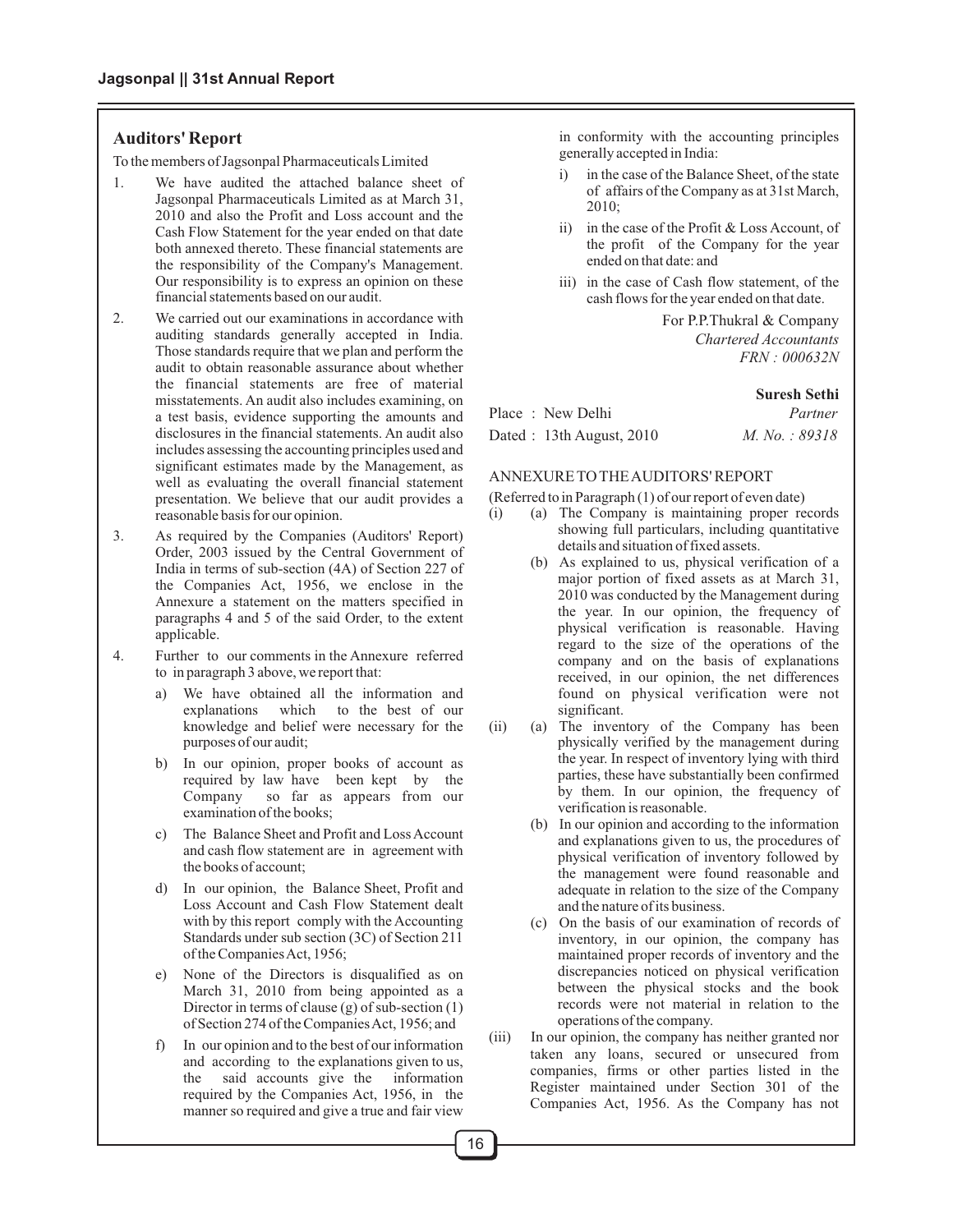## Auditors' Report

To the members of Jagsonpal Pharmaceuticals Limited

1. We have audited the attached balance sheet of Jagsonpal Pharmaceuticals Limited as at March 31, 2010 and also the Profit and Loss account and the Cash Flow Statement for the year ended on that date both annexed thereto. These financial statements are the responsibility of the Company's Management. Our responsibility is to express an opinion on these financial statements based on our audit.

2. We carried out our examinations in accordance with auditing standards generally accepted in India. Those standards require that we plan and perform the audit to obtain reasonable assurance about whether the financial statements are free of material misstatements. An audit also includes examining, on a test basis, evidence supporting the amounts and disclosures in the financial statements. An audit also includes assessing the accounting principles used and significant estimates made by the Management, as well as evaluating the overall financial statement presentation. We believe that our audit provides a reasonable basis for our opinion.

3. As required by the Companies (Auditors' Report) Order, 2003 issued by the Central Government of India in terms of sub-section (4A) of Section 227 of the Companies Act, 1956, we enclose in the Annexure a statement on the matters specified in paragraphs 4 and 5 of the said Order, to the extent applicable.

4. Further to our comments in the Annexure referred to in paragraph 3 above, we report that:

   a) We have obtained all the information and explanations which to the best of our knowledge and belief were necessary for the purposes of our audit;

   b) In our opinion, proper books of account as required by law have been kept by the Company so far as appears from our examination of the books;

   c) The Balance Sheet and Profit and Loss Account and cash flow statement are in agreement with the books of account;

   d) In our opinion, the Balance Sheet, Profit and Loss Account and Cash Flow Statement dealt with by this report comply with the Accounting Standards under sub section (3C) of Section 211 of the Companies Act, 1956;

   e) None of the Directors is disqualified as on March 31, 2010 from being appointed as a Director in terms of clause (g) of sub-section (1) of Section 274 of the Companies Act, 1956; and

   f) In our opinion and to the best of our information and according to the explanations given to us, the said accounts give the information required by the Companies Act, 1956, in the manner so required and give a true and fair view in conformity with the accounting principles generally accepted in India:

      i) in the case of the Balance Sheet, of the state of affairs of the Company as at 31st March, 2010;

      ii) in the case of the Profit & Loss Account, of the profit of the Company for the year ended on that date: and

      iii) in the case of Cash flow statement, of the cash flows for the year ended on that date.

For P.P.Thukral & Company
*Chartered Accountants*
*FRN : 000632N*

**Suresh Sethi**
*Partner*
*M. No. : 89318*

Place : New Delhi
Dated : 13th August, 2010

### ANNEXURE TO THE AUDITORS' REPORT

(Referred to in Paragraph (1) of our report of even date)

(i) (a) The Company is maintaining proper records showing full particulars, including quantitative details and situation of fixed assets.

(b) As explained to us, physical verification of a major portion of fixed assets as at March 31, 2010 was conducted by the Management during the year. In our opinion, the frequency of physical verification is reasonable. Having regard to the size of the operations of the company and on the basis of explanations received, in our opinion, the net differences found on physical verification were not significant.

(ii) (a) The inventory of the Company has been physically verified by the management during the year. In respect of inventory lying with third parties, these have substantially been confirmed by them. In our opinion, the frequency of verification is reasonable.

(b) In our opinion and according to the information and explanations given to us, the procedures of physical verification of inventory followed by the management were found reasonable and adequate in relation to the size of the Company and the nature of its business.

(c) On the basis of our examination of records of inventory, in our opinion, the company has maintained proper records of inventory and the discrepancies noticed on physical verification between the physical stocks and the book records were not material in relation to the operations of the company.

(iii) In our opinion, the company has neither granted nor taken any loans, secured or unsecured from companies, firms or other parties listed in the Register maintained under Section 301 of the Companies Act, 1956. As the Company has not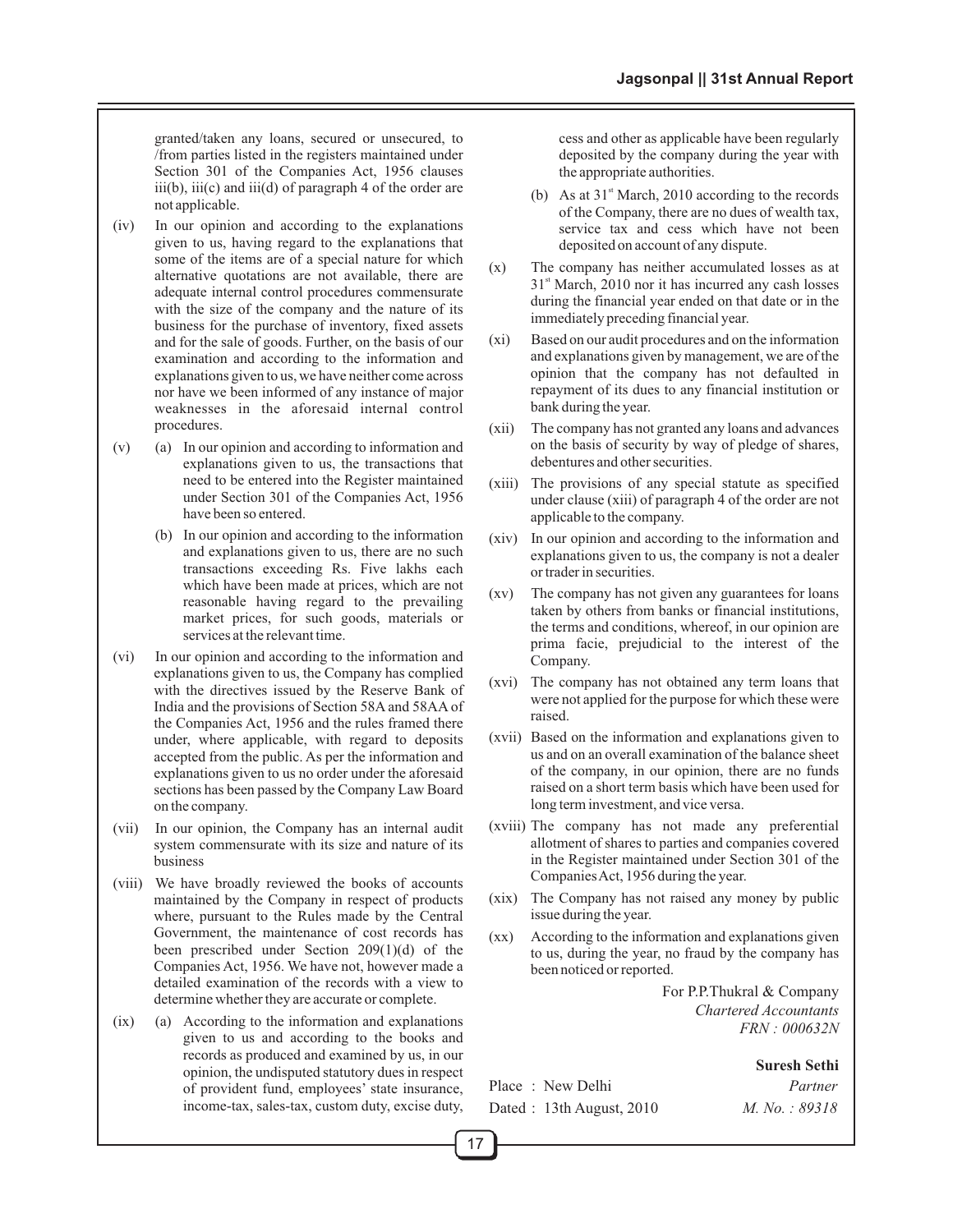granted/taken any loans, secured or unsecured, to /from parties listed in the registers maintained under Section 301 of the Companies Act, 1956 clauses iii(b), iii(c) and iii(d) of paragraph 4 of the order are not applicable.

(iv) In our opinion and according to the explanations given to us, having regard to the explanations that some of the items are of a special nature for which alternative quotations are not available, there are adequate internal control procedures commensurate with the size of the company and the nature of its business for the purchase of inventory, fixed assets and for the sale of goods. Further, on the basis of our examination and according to the information and explanations given to us, we have neither come across nor have we been informed of any instance of major weaknesses in the aforesaid internal control procedures.

(v) (a) In our opinion and according to information and explanations given to us, the transactions that need to be entered into the Register maintained under Section 301 of the Companies Act, 1956 have been so entered.

(b) In our opinion and according to the information and explanations given to us, there are no such transactions exceeding Rs. Five lakhs each which have been made at prices, which are not reasonable having regard to the prevailing market prices, for such goods, materials or services at the relevant time.

(vi) In our opinion and according to the information and explanations given to us, the Company has complied with the directives issued by the Reserve Bank of India and the provisions of Section 58A and 58AA of the Companies Act, 1956 and the rules framed there under, where applicable, with regard to deposits accepted from the public. As per the information and explanations given to us no order under the aforesaid sections has been passed by the Company Law Board on the company.

(vii) In our opinion, the Company has an internal audit system commensurate with its size and nature of its business

(viii) We have broadly reviewed the books of accounts maintained by the Company in respect of products where, pursuant to the Rules made by the Central Government, the maintenance of cost records has been prescribed under Section 209(1)(d) of the Companies Act, 1956. We have not, however made a detailed examination of the records with a view to determine whether they are accurate or complete.

(ix) (a) According to the information and explanations given to us and according to the books and records as produced and examined by us, in our opinion, the undisputed statutory dues in respect of provident fund, employees' state insurance, income-tax, sales-tax, custom duty, excise duty, cess and other as applicable have been regularly deposited by the company during the year with the appropriate authorities.

(b) As at 31st March, 2010 according to the records of the Company, there are no dues of wealth tax, service tax and cess which have not been deposited on account of any dispute.

(x) The company has neither accumulated losses as at 31st March, 2010 nor it has incurred any cash losses during the financial year ended on that date or in the immediately preceding financial year.

(xi) Based on our audit procedures and on the information and explanations given by management, we are of the opinion that the company has not defaulted in repayment of its dues to any financial institution or bank during the year.

(xii) The company has not granted any loans and advances on the basis of security by way of pledge of shares, debentures and other securities.

(xiii) The provisions of any special statute as specified under clause (xiii) of paragraph 4 of the order are not applicable to the company.

(xiv) In our opinion and according to the information and explanations given to us, the company is not a dealer or trader in securities.

(xv) The company has not given any guarantees for loans taken by others from banks or financial institutions, the terms and conditions, whereof, in our opinion are prima facie, prejudicial to the interest of the Company.

(xvi) The company has not obtained any term loans that were not applied for the purpose for which these were raised.

(xvii) Based on the information and explanations given to us and on an overall examination of the balance sheet of the company, in our opinion, there are no funds raised on a short term basis which have been used for long term investment, and vice versa.

(xviii) The company has not made any preferential allotment of shares to parties and companies covered in the Register maintained under Section 301 of the Companies Act, 1956 during the year.

(xix) The Company has not raised any money by public issue during the year.

(xx) According to the information and explanations given to us, during the year, no fraud by the company has been noticed or reported.

For P.P.Thukral & Company
*Chartered Accountants*
*FRN : 000632N*

**Suresh Sethi**
*Partner*
*M. No. : 89318*

Place : New Delhi
Dated : 13th August, 2010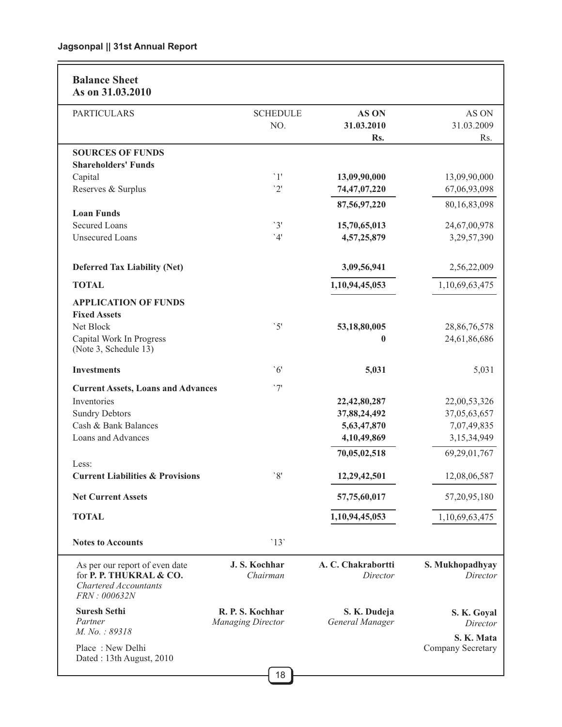## Balance Sheet
### As on 31.03.2010

| PARTICULARS | SCHEDULE NO. | **AS ON 31.03.2010 Rs.** | AS ON 31.03.2009 Rs. |
|---|---|---|---|
| **SOURCES OF FUNDS** | | | |
| **Shareholders' Funds** | | | |
| Capital | `1' | **13,09,90,000** | 13,09,90,000 |
| Reserves & Surplus | `2' | **74,47,07,220** | 67,06,93,098 |
| | | **87,56,97,220** | 80,16,83,098 |
| **Loan Funds** | | | |
| Secured Loans | `3' | **15,70,65,013** | 24,67,00,978 |
| Unsecured Loans | `4' | **4,57,25,879** | 3,29,57,390 |
| **Deferred Tax Liability (Net)** | | **3,09,56,941** | 2,56,22,009 |
| **TOTAL** | | **1,10,94,45,053** | 1,10,69,63,475 |
| **APPLICATION OF FUNDS** | | | |
| **Fixed Assets** | | | |
| Net Block | `5' | **53,18,80,005** | 28,86,76,578 |
| Capital Work In Progress (Note 3, Schedule 13) | | **0** | 24,61,86,686 |
| **Investments** | `6' | **5,031** | 5,031 |
| **Current Assets, Loans and Advances** | `7' | | |
| Inventories | | **22,42,80,287** | 22,00,53,326 |
| Sundry Debtors | | **37,88,24,492** | 37,05,63,657 |
| Cash & Bank Balances | | **5,63,47,870** | 7,07,49,835 |
| Loans and Advances | | **4,10,49,869** | 3,15,34,949 |
| | | **70,05,02,518** | 69,29,01,767 |
| Less: | | | |
| **Current Liabilities & Provisions** | `8' | **12,29,42,501** | 12,08,06,587 |
| **Net Current Assets** | | **57,75,60,017** | 57,20,95,180 |
| **TOTAL** | | **1,10,94,45,053** | 1,10,69,63,475 |
| **Notes to Accounts** | `13` | | |

As per our report of even date
for **P. P. THUKRAL & CO.**
*Chartered Accountants*
*FRN : 000632N*

**Suresh Sethi**
*Partner*
*M. No. : 89318*

Place : New Delhi
Dated : 13th August, 2010

**J. S. Kochhar** — *Chairman*

**A. C. Chakrabortti** — *Director*

**S. Mukhopadhyay** — *Director*

**R. P. S. Kochhar** — *Managing Director*

**S. K. Dudeja** — *General Manager*

**S. K. Goyal** — *Director*

**S. K. Mata** — Company Secretary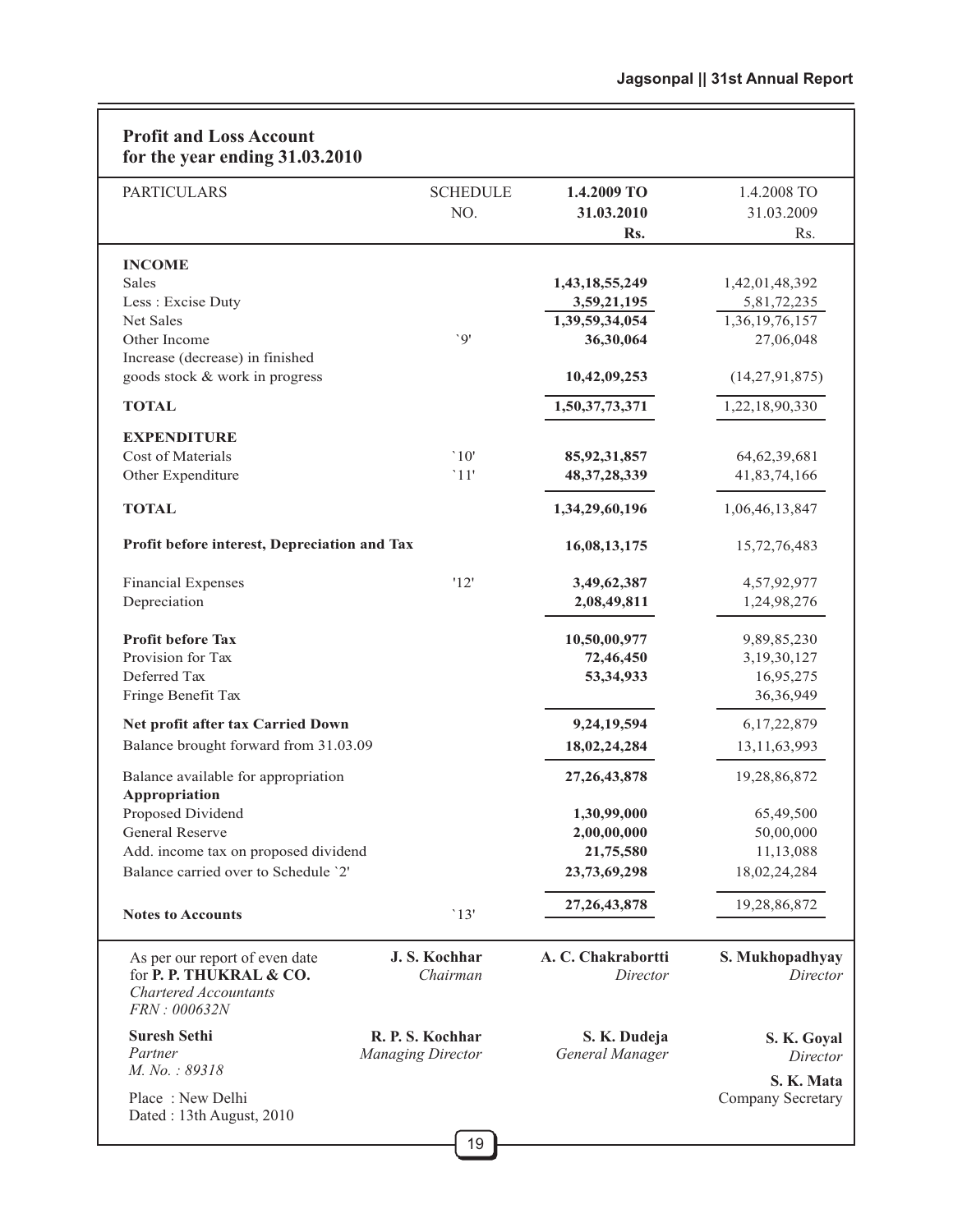## Profit and Loss Account
## for the year ending 31.03.2010

| PARTICULARS | SCHEDULE NO. | 1.4.2009 TO 31.03.2010 Rs. | 1.4.2008 TO 31.03.2009 Rs. |
|---|---|---|---|
| **INCOME** | | | |
| Sales | | **1,43,18,55,249** | 1,42,01,48,392 |
| Less : Excise Duty | | **3,59,21,195** | 5,81,72,235 |
| Net Sales | | **1,39,59,34,054** | 1,36,19,76,157 |
| Other Income | `9' | **36,30,064** | 27,06,048 |
| Increase (decrease) in finished goods stock & work in progress | | **10,42,09,253** | (14,27,91,875) |
| **TOTAL** | | **1,50,37,73,371** | 1,22,18,90,330 |
| **EXPENDITURE** | | | |
| Cost of Materials | `10' | **85,92,31,857** | 64,62,39,681 |
| Other Expenditure | `11' | **48,37,28,339** | 41,83,74,166 |
| **TOTAL** | | **1,34,29,60,196** | 1,06,46,13,847 |
| **Profit before interest, Depreciation and Tax** | | **16,08,13,175** | 15,72,76,483 |
| Financial Expenses | '12' | **3,49,62,387** | 4,57,92,977 |
| Depreciation | | **2,08,49,811** | 1,24,98,276 |
| **Profit before Tax** | | **10,50,00,977** | 9,89,85,230 |
| Provision for Tax | | **72,46,450** | 3,19,30,127 |
| Deferred Tax | | **53,34,933** | 16,95,275 |
| Fringe Benefit Tax | | | 36,36,949 |
| **Net profit after tax Carried Down** | | **9,24,19,594** | 6,17,22,879 |
| Balance brought forward from 31.03.09 | | **18,02,24,284** | 13,11,63,993 |
| Balance available for appropriation | | **27,26,43,878** | 19,28,86,872 |
| **Appropriation** | | | |
| Proposed Dividend | | **1,30,99,000** | 65,49,500 |
| General Reserve | | **2,00,00,000** | 50,00,000 |
| Add. income tax on proposed dividend | | **21,75,580** | 11,13,088 |
| Balance carried over to Schedule `2' | | **23,73,69,298** | 18,02,24,284 |
| | | **27,26,43,878** | 19,28,86,872 |
| **Notes to Accounts** | `13' | | |

As per our report of even date
for **P. P. THUKRAL & CO.**
*Chartered Accountants*
*FRN : 000632N*

**Suresh Sethi**
*Partner*
*M. No. : 89318*

Place : New Delhi
Dated : 13th August, 2010

**J. S. Kochhar**
*Chairman*

**R. P. S. Kochhar**
*Managing Director*

**A. C. Chakrabortti**
*Director*

**S. K. Dudeja**
*General Manager*

**S. Mukhopadhyay**
*Director*

**S. K. Goyal**
*Director*

**S. K. Mata**
Company Secretary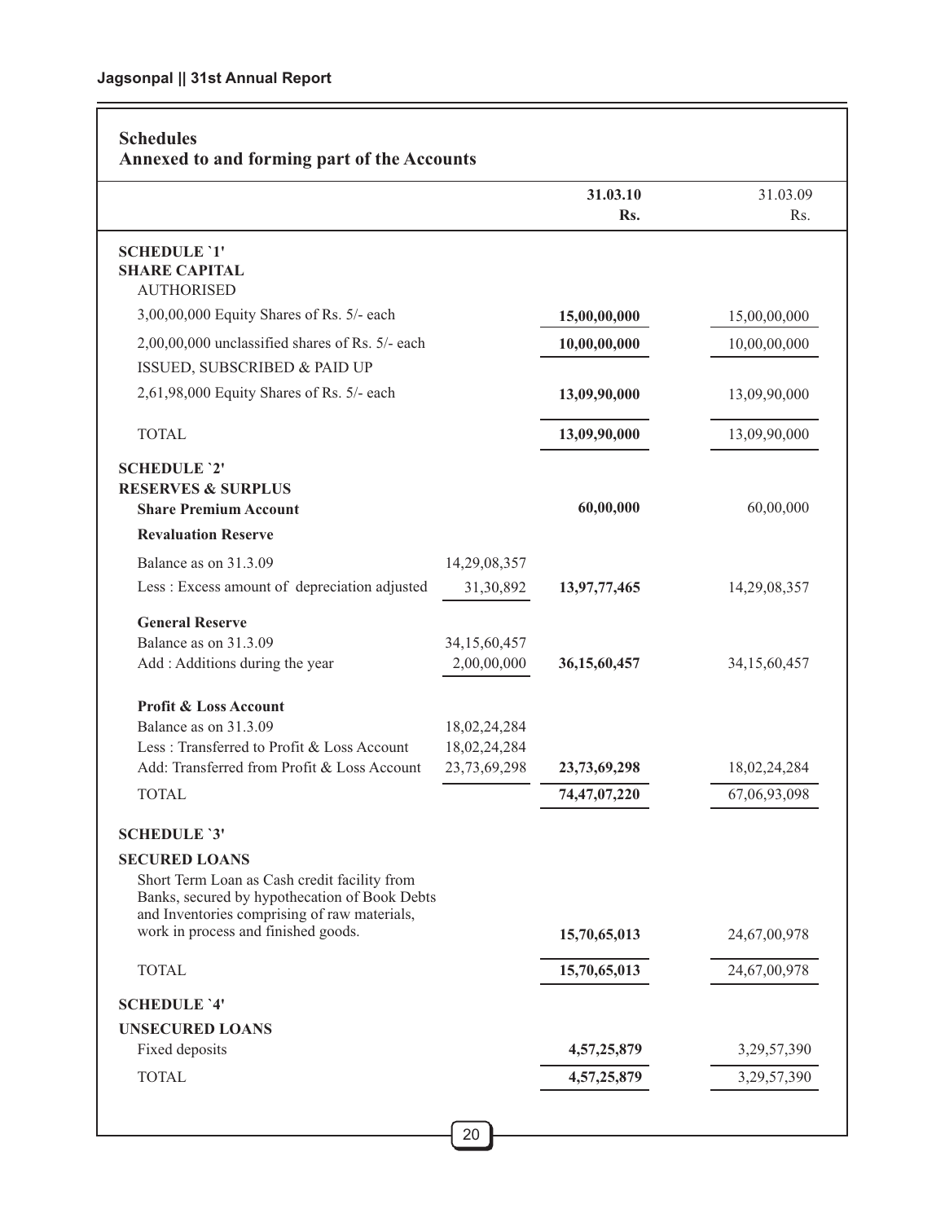## Schedules

## Annexed to and forming part of the Accounts

| | | 31.03.10 Rs. | 31.03.09 Rs. |
|---|---|---|---|
| **SCHEDULE `1'** | | | |
| **SHARE CAPITAL** | | | |
| AUTHORISED | | | |
| 3,00,00,000 Equity Shares of Rs. 5/- each | | **15,00,00,000** | 15,00,00,000 |
| 2,00,00,000 unclassified shares of Rs. 5/- each | | **10,00,00,000** | 10,00,00,000 |
| ISSUED, SUBSCRIBED & PAID UP | | | |
| 2,61,98,000 Equity Shares of Rs. 5/- each | | **13,09,90,000** | 13,09,90,000 |
| TOTAL | | **13,09,90,000** | 13,09,90,000 |
| **SCHEDULE `2'** | | | |
| **RESERVES & SURPLUS** | | | |
| **Share Premium Account** | | **60,00,000** | 60,00,000 |
| **Revaluation Reserve** | | | |
| Balance as on 31.3.09 | 14,29,08,357 | | |
| Less : Excess amount of depreciation adjusted | 31,30,892 | **13,97,77,465** | 14,29,08,357 |
| **General Reserve** | | | |
| Balance as on 31.3.09 | 34,15,60,457 | | |
| Add : Additions during the year | 2,00,00,000 | **36,15,60,457** | 34,15,60,457 |
| **Profit & Loss Account** | | | |
| Balance as on 31.3.09 | 18,02,24,284 | | |
| Less : Transferred to Profit & Loss Account | 18,02,24,284 | | |
| Add: Transferred from Profit & Loss Account | 23,73,69,298 | **23,73,69,298** | 18,02,24,284 |
| TOTAL | | **74,47,07,220** | 67,06,93,098 |
| **SCHEDULE `3'** | | | |
| **SECURED LOANS** | | | |
| Short Term Loan as Cash credit facility from Banks, secured by hypothecation of Book Debts and Inventories comprising of raw materials, work in process and finished goods. | | **15,70,65,013** | 24,67,00,978 |
| TOTAL | | **15,70,65,013** | 24,67,00,978 |
| **SCHEDULE `4'** | | | |
| **UNSECURED LOANS** | | | |
| Fixed deposits | | **4,57,25,879** | 3,29,57,390 |
| TOTAL | | **4,57,25,879** | 3,29,57,390 |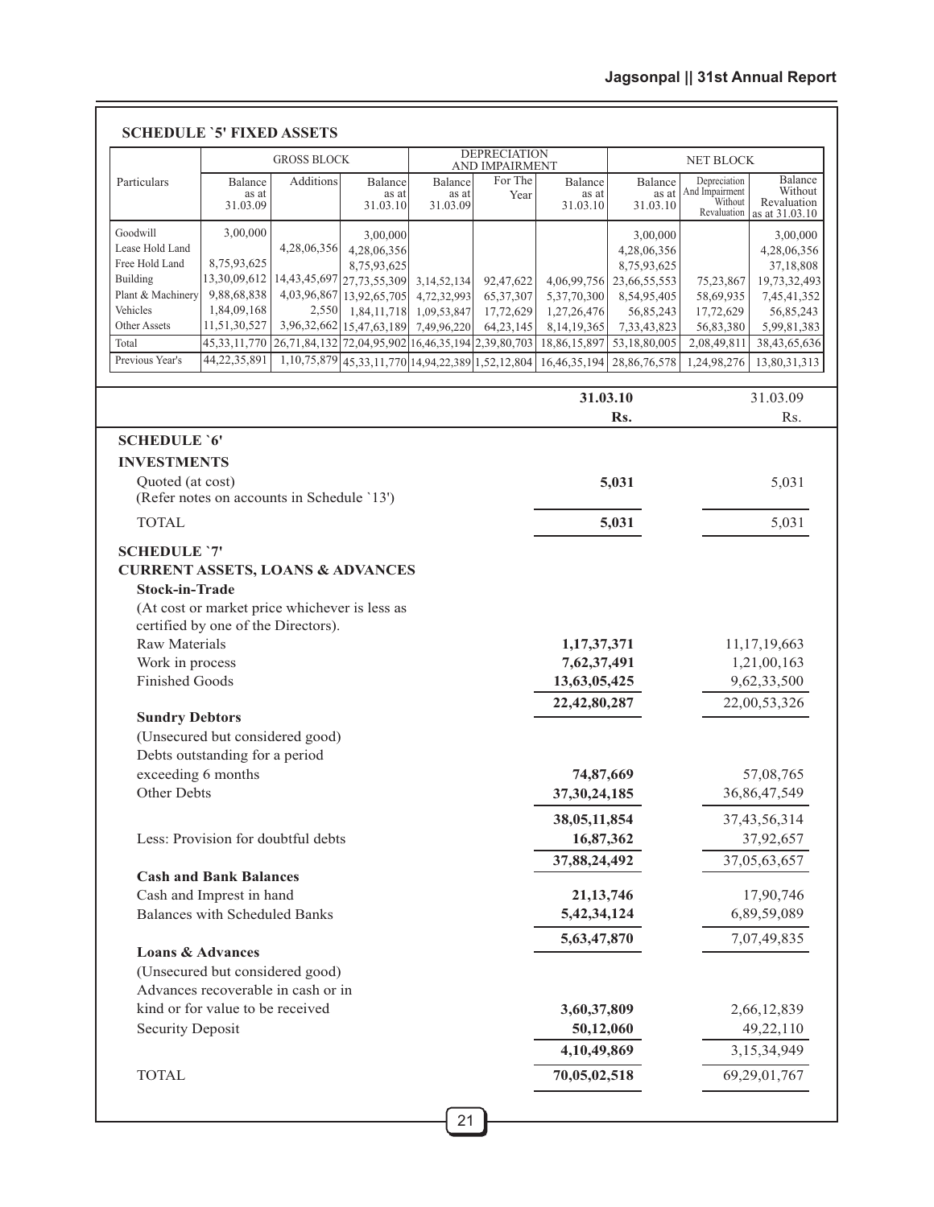## SCHEDULE `5' FIXED ASSETS

| Particulars | GROSS BLOCK | | | DEPRECIATION AND IMPAIRMENT | | | NET BLOCK | | |
|---|---|---|---|---|---|---|---|---|---|
| | Balance as at 31.03.09 | Additions | Balance as at 31.03.10 | Balance as at 31.03.09 | For The Year | Balance as at 31.03.10 | Balance as at 31.03.10 | Depreciation And Impairment Without Revaluation | Balance Without Revaluation as at 31.03.10 |
| Goodwill | 3,00,000 | | 3,00,000 | | | | 3,00,000 | | 3,00,000 |
| Lease Hold Land | | 4,28,06,356 | 4,28,06,356 | | | | 4,28,06,356 | | 4,28,06,356 |
| Free Hold Land | 8,75,93,625 | | 8,75,93,625 | | | | 8,75,93,625 | | 37,18,808 |
| Building | 13,30,09,612 | 14,43,45,697 | 27,73,55,309 | 3,14,52,134 | 92,47,622 | 4,06,99,756 | 23,66,55,553 | 75,23,867 | 19,73,32,493 |
| Plant & Machinery | 9,88,68,838 | 4,03,96,867 | 13,92,65,705 | 4,72,32,993 | 65,37,307 | 5,37,70,300 | 8,54,95,405 | 58,69,935 | 7,45,41,352 |
| Vehicles | 1,84,09,168 | 2,550 | 1,84,11,718 | 1,09,53,847 | 17,72,629 | 1,27,26,476 | 56,85,243 | 17,72,629 | 56,85,243 |
| Other Assets | 11,51,30,527 | 3,96,32,662 | 15,47,63,189 | 7,49,96,220 | 64,23,145 | 8,14,19,365 | 7,33,43,823 | 56,83,380 | 5,99,81,383 |
| Total | 45,33,11,770 | 26,71,84,132 | 72,04,95,902 | 16,46,35,194 | 2,39,80,703 | 18,86,15,897 | 53,18,80,005 | 2,08,49,811 | 38,43,65,636 |
| Previous Year's | 44,22,35,891 | 1,10,75,879 | 45,33,11,770 | 14,94,22,389 | 1,52,12,804 | 16,46,35,194 | 28,86,76,578 | 1,24,98,276 | 13,80,31,313 |

| | 31.03.10 Rs. | 31.03.09 Rs. |
|---|---|---|
| **SCHEDULE `6'** | | |
| **INVESTMENTS** | | |
| Quoted (at cost) (Refer notes on accounts in Schedule `13') | **5,031** | 5,031 |
| TOTAL | **5,031** | 5,031 |
| **SCHEDULE `7'** | | |
| **CURRENT ASSETS, LOANS & ADVANCES** | | |
| **Stock-in-Trade** | | |
| (At cost or market price whichever is less as certified by one of the Directors). | | |
| Raw Materials | **1,17,37,371** | 11,17,19,663 |
| Work in process | **7,62,37,491** | 1,21,00,163 |
| Finished Goods | **13,63,05,425** | 9,62,33,500 |
| | **22,42,80,287** | 22,00,53,326 |
| **Sundry Debtors** | | |
| (Unsecured but considered good) | | |
| Debts outstanding for a period exceeding 6 months | **74,87,669** | 57,08,765 |
| Other Debts | **37,30,24,185** | 36,86,47,549 |
| | **38,05,11,854** | 37,43,56,314 |
| Less: Provision for doubtful debts | **16,87,362** | 37,92,657 |
| | **37,88,24,492** | 37,05,63,657 |
| **Cash and Bank Balances** | | |
| Cash and Imprest in hand | **21,13,746** | 17,90,746 |
| Balances with Scheduled Banks | **5,42,34,124** | 6,89,59,089 |
| | **5,63,47,870** | 7,07,49,835 |
| **Loans & Advances** | | |
| (Unsecured but considered good) | | |
| Advances recoverable in cash or in kind or for value to be received | **3,60,37,809** | 2,66,12,839 |
| Security Deposit | **50,12,060** | 49,22,110 |
| | **4,10,49,869** | 3,15,34,949 |
| TOTAL | **70,05,02,518** | 69,29,01,767 |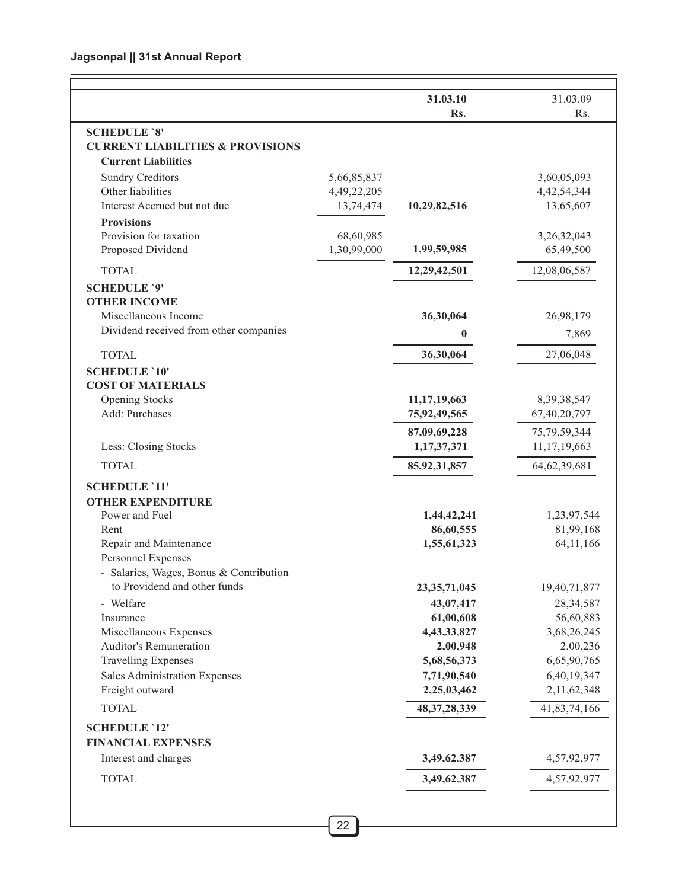| | | 31.03.10 Rs. | 31.03.09 Rs. |
|---|---|---|---|
| **SCHEDULE `8'** | | | |
| **CURRENT LIABILITIES & PROVISIONS** | | | |
| **Current Liabilities** | | | |
| Sundry Creditors | 5,66,85,837 | | 3,60,05,093 |
| Other liabilities | 4,49,22,205 | | 4,42,54,344 |
| Interest Accrued but not due | 13,74,474 | **10,29,82,516** | 13,65,607 |
| **Provisions** | | | |
| Provision for taxation | 68,60,985 | | 3,26,32,043 |
| Proposed Dividend | 1,30,99,000 | **1,99,59,985** | 65,49,500 |
| TOTAL | | **12,29,42,501** | 12,08,06,587 |
| **SCHEDULE `9'** | | | |
| **OTHER INCOME** | | | |
| Miscellaneous Income | | **36,30,064** | 26,98,179 |
| Dividend received from other companies | | **0** | 7,869 |
| TOTAL | | **36,30,064** | 27,06,048 |
| **SCHEDULE `10'** | | | |
| **COST OF MATERIALS** | | | |
| Opening Stocks | | **11,17,19,663** | 8,39,38,547 |
| Add: Purchases | | **75,92,49,565** | 67,40,20,797 |
| | | **87,09,69,228** | 75,79,59,344 |
| Less: Closing Stocks | | **1,17,37,371** | 11,17,19,663 |
| TOTAL | | **85,92,31,857** | 64,62,39,681 |
| **SCHEDULE `11'** | | | |
| **OTHER EXPENDITURE** | | | |
| Power and Fuel | | **1,44,42,241** | 1,23,97,544 |
| Rent | | **86,60,555** | 81,99,168 |
| Repair and Maintenance | | **1,55,61,323** | 64,11,166 |
| Personnel Expenses | | | |
| - Salaries, Wages, Bonus & Contribution to Providend and other funds | | **23,35,71,045** | 19,40,71,877 |
| - Welfare | | **43,07,417** | 28,34,587 |
| Insurance | | **61,00,608** | 56,60,883 |
| Miscellaneous Expenses | | **4,43,33,827** | 3,68,26,245 |
| Auditor's Remuneration | | **2,00,948** | 2,00,236 |
| Travelling Expenses | | **5,68,56,373** | 6,65,90,765 |
| Sales Administration Expenses | | **7,71,90,540** | 6,40,19,347 |
| Freight outward | | **2,25,03,462** | 2,11,62,348 |
| TOTAL | | **48,37,28,339** | 41,83,74,166 |
| **SCHEDULE `12'** | | | |
| **FINANCIAL EXPENSES** | | | |
| Interest and charges | | **3,49,62,387** | 4,57,92,977 |
| TOTAL | | **3,49,62,387** | 4,57,92,977 |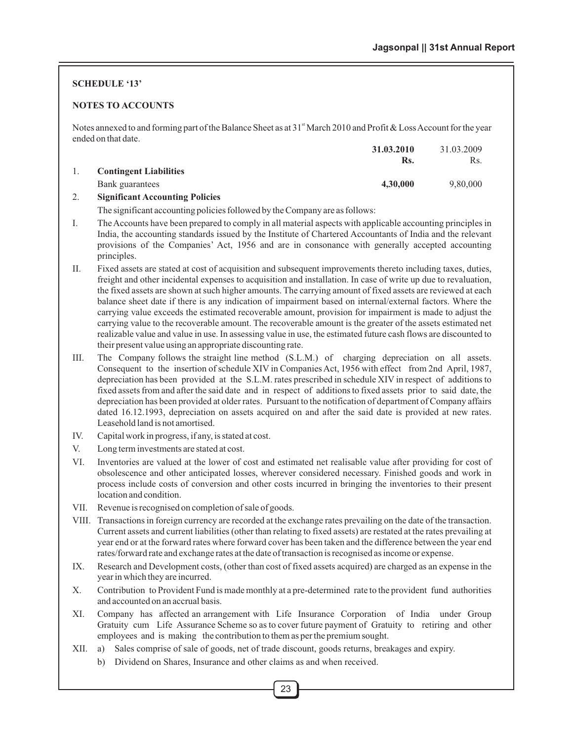**SCHEDULE '13'**

**NOTES TO ACCOUNTS**

Notes annexed to and forming part of the Balance Sheet as at 31st March 2010 and Profit & Loss Account for the year ended on that date.

| | | 31.03.2010<br>Rs. | 31.03.2009<br>Rs. |
|---|---|---|---|
| 1. | **Contingent Liabilities** | | |
| | Bank guarantees | **4,30,000** | 9,80,000 |

2. **Significant Accounting Policies**

The significant accounting policies followed by the Company are as follows:

I. The Accounts have been prepared to comply in all material aspects with applicable accounting principles in India, the accounting standards issued by the Institute of Chartered Accountants of India and the relevant provisions of the Companies' Act, 1956 and are in consonance with generally accepted accounting principles.

II. Fixed assets are stated at cost of acquisition and subsequent improvements thereto including taxes, duties, freight and other incidental expenses to acquisition and installation. In case of write up due to revaluation, the fixed assets are shown at such higher amounts. The carrying amount of fixed assets are reviewed at each balance sheet date if there is any indication of impairment based on internal/external factors. Where the carrying value exceeds the estimated recoverable amount, provision for impairment is made to adjust the carrying value to the recoverable amount. The recoverable amount is the greater of the assets estimated net realizable value and value in use. In assessing value in use, the estimated future cash flows are discounted to their present value using an appropriate discounting rate.

III. The Company follows the straight line method (S.L.M.) of charging depreciation on all assets. Consequent to the insertion of schedule XIV in Companies Act, 1956 with effect from 2nd April, 1987, depreciation has been provided at the S.L.M. rates prescribed in schedule XIV in respect of additions to fixed assets from and after the said date and in respect of additions to fixed assets prior to said date, the depreciation has been provided at older rates. Pursuant to the notification of department of Company affairs dated 16.12.1993, depreciation on assets acquired on and after the said date is provided at new rates. Leasehold land is not amortised.

IV. Capital work in progress, if any, is stated at cost.

V. Long term investments are stated at cost.

VI. Inventories are valued at the lower of cost and estimated net realisable value after providing for cost of obsolescence and other anticipated losses, wherever considered necessary. Finished goods and work in process include costs of conversion and other costs incurred in bringing the inventories to their present location and condition.

VII. Revenue is recognised on completion of sale of goods.

VIII. Transactions in foreign currency are recorded at the exchange rates prevailing on the date of the transaction. Current assets and current liabilities (other than relating to fixed assets) are restated at the rates prevailing at year end or at the forward rates where forward cover has been taken and the difference between the year end rates/forward rate and exchange rates at the date of transaction is recognised as income or expense.

IX. Research and Development costs, (other than cost of fixed assets acquired) are charged as an expense in the year in which they are incurred.

X. Contribution to Provident Fund is made monthly at a pre-determined rate to the provident fund authorities and accounted on an accrual basis.

XI. Company has affected an arrangement with Life Insurance Corporation of India under Group Gratuity cum Life Assurance Scheme so as to cover future payment of Gratuity to retiring and other employees and is making the contribution to them as per the premium sought.

XII. a) Sales comprise of sale of goods, net of trade discount, goods returns, breakages and expiry.

b) Dividend on Shares, Insurance and other claims as and when received.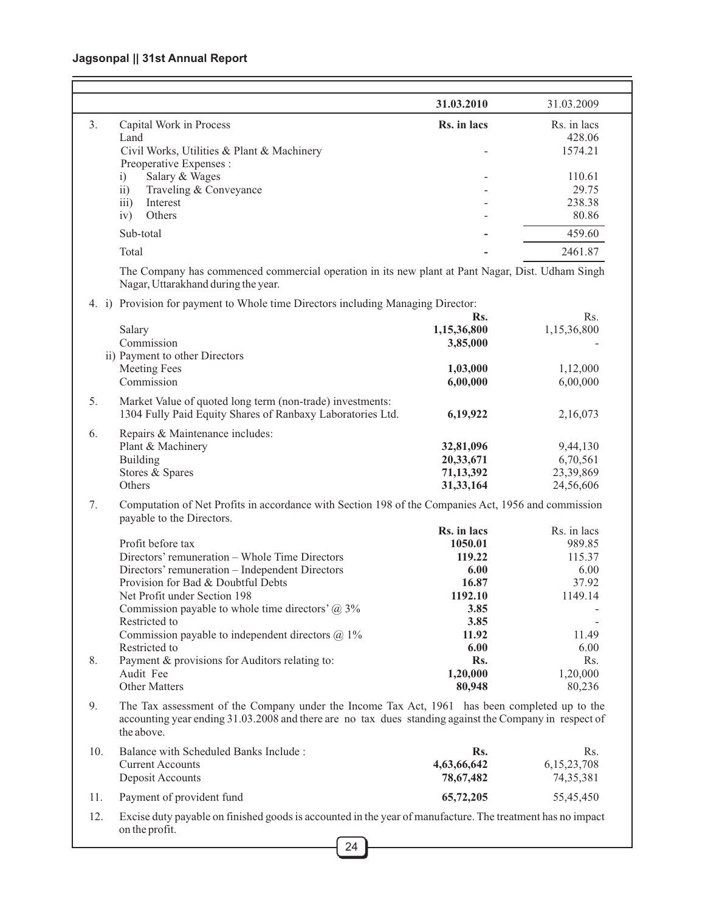| | | 31.03.2010 | 31.03.2009 |
|---|---|---|---|
| 3. | Capital Work in Process | **Rs. in lacs** | Rs. in lacs |
| | Land | | 428.06 |
| | Civil Works, Utilities & Plant & Machinery | - | 1574.21 |
| | Preoperative Expenses : | | |
| | i) Salary & Wages | - | 110.61 |
| | ii) Traveling & Conveyance | - | 29.75 |
| | iii) Interest | - | 238.38 |
| | iv) Others | - | 80.86 |
| | Sub-total | - | 459.60 |
| | Total | - | 2461.87 |

The Company has commenced commercial operation in its new plant at Pant Nagar, Dist. Udham Singh Nagar, Uttarakhand during the year.

| | | 31.03.2010 | 31.03.2009 |
|---|---|---|---|
| 4. | i) Provision for payment to Whole time Directors including Managing Director: | **Rs.** | Rs. |
| | Salary | **1,15,36,800** | 1,15,36,800 |
| | Commission | **3,85,000** | - |
| | ii) Payment to other Directors | | |
| | Meeting Fees | **1,03,000** | 1,12,000 |
| | Commission | **6,00,000** | 6,00,000 |
| 5. | Market Value of quoted long term (non-trade) investments: 1304 Fully Paid Equity Shares of Ranbaxy Laboratories Ltd. | **6,19,922** | 2,16,073 |
| 6. | Repairs & Maintenance includes: | | |
| | Plant & Machinery | **32,81,096** | 9,44,130 |
| | Building | **20,33,671** | 6,70,561 |
| | Stores & Spares | **71,13,392** | 23,39,869 |
| | Others | **31,33,164** | 24,56,606 |

7. Computation of Net Profits in accordance with Section 198 of the Companies Act, 1956 and commission payable to the Directors.

| | | 31.03.2010 | 31.03.2009 |
|---|---|---|---|
| | | **Rs. in lacs** | Rs. in lacs |
| | Profit before tax | **1050.01** | 989.85 |
| | Directors' remuneration – Whole Time Directors | **119.22** | 115.37 |
| | Directors' remuneration – Independent Directors | **6.00** | 6.00 |
| | Provision for Bad & Doubtful Debts | **16.87** | 37.92 |
| | Net Profit under Section 198 | **1192.10** | 1149.14 |
| | Commission payable to whole time directors' @ 3% | **3.85** | - |
| | Restricted to | **3.85** | - |
| | Commission payable to independent directors @ 1% | **11.92** | 11.49 |
| | Restricted to | **6.00** | 6.00 |
| 8. | Payment & provisions for Auditors relating to: | **Rs.** | Rs. |
| | Audit Fee | **1,20,000** | 1,20,000 |
| | Other Matters | **80,948** | 80,236 |

9. The Tax assessment of the Company under the Income Tax Act, 1961 has been completed up to the accounting year ending 31.03.2008 and there are no tax dues standing against the Company in respect of the above.

| | | 31.03.2010 | 31.03.2009 |
|---|---|---|---|
| 10. | Balance with Scheduled Banks Include : | **Rs.** | Rs. |
| | Current Accounts | **4,63,66,642** | 6,15,23,708 |
| | Deposit Accounts | **78,67,482** | 74,35,381 |
| 11. | Payment of provident fund | **65,72,205** | 55,45,450 |

12. Excise duty payable on finished goods is accounted in the year of manufacture. The treatment has no impact on the profit.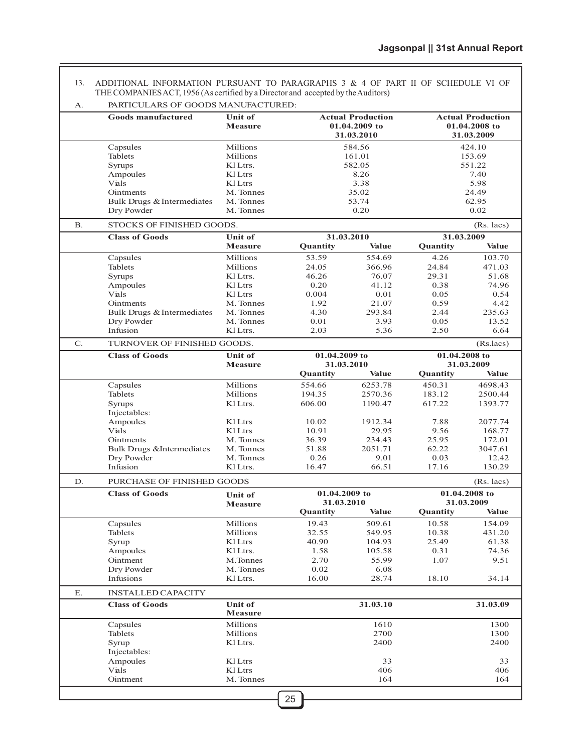13. ADDITIONAL INFORMATION PURSUANT TO PARAGRAPHS 3 & 4 OF PART II OF SCHEDULE VI OF THE COMPANIES ACT, 1956 (As certified by a Director and accepted by the Auditors)

A. PARTICULARS OF GOODS MANUFACTURED:

| Goods manufactured | Unit of Measure | Actual Production 01.04.2009 to 31.03.2010 | Actual Production 01.04.2008 to 31.03.2009 |
|---|---|---|---|
| Capsules | Millions | 584.56 | 424.10 |
| Tablets | Millions | 161.01 | 153.69 |
| Syrups | Kl Ltrs. | 582.05 | 551.22 |
| Ampoules | Kl Ltrs | 8.26 | 7.40 |
| Vials | Kl Ltrs | 3.38 | 5.98 |
| Ointments | M. Tonnes | 35.02 | 24.49 |
| Bulk Drugs & Intermediates | M. Tonnes | 53.74 | 62.95 |
| Dry Powder | M. Tonnes | 0.20 | 0.02 |

B. STOCKS OF FINISHED GOODS. (Rs. lacs)

| Class of Goods | Unit of Measure | 31.03.2010 | | 31.03.2009 | |
|---|---|---|---|---|---|
| | | Quantity | Value | Quantity | Value |
| Capsules | Millions | 53.59 | 554.69 | 4.26 | 103.70 |
| Tablets | Millions | 24.05 | 366.96 | 24.84 | 471.03 |
| Syrups | Kl Ltrs. | 46.26 | 76.07 | 29.31 | 51.68 |
| Ampoules | Kl Ltrs | 0.20 | 41.12 | 0.38 | 74.96 |
| Vials | Kl Ltrs | 0.004 | 0.01 | 0.05 | 0.54 |
| Ointments | M. Tonnes | 1.92 | 21.07 | 0.59 | 4.42 |
| Bulk Drugs & Intermediates | M. Tonnes | 4.30 | 293.84 | 2.44 | 235.63 |
| Dry Powder | M. Tonnes | 0.01 | 3.93 | 0.05 | 13.52 |
| Infusion | Kl Ltrs. | 2.03 | 5.36 | 2.50 | 6.64 |

C. TURNOVER OF FINISHED GOODS. (Rs.lacs)

| Class of Goods | Unit of Measure | 01.04.2009 to 31.03.2010 | | 01.04.2008 to 31.03.2009 | |
|---|---|---|---|---|---|
| | | Quantity | Value | Quantity | Value |
| Capsules | Millions | 554.66 | 6253.78 | 450.31 | 4698.43 |
| Tablets | Millions | 194.35 | 2570.36 | 183.12 | 2500.44 |
| Syrups | Kl Ltrs. | 606.00 | 1190.47 | 617.22 | 1393.77 |
| Injectables: | | | | | |
| Ampoules | Kl Ltrs | 10.02 | 1912.34 | 7.88 | 2077.74 |
| Vials | Kl Ltrs | 10.91 | 29.95 | 9.56 | 168.77 |
| Ointments | M. Tonnes | 36.39 | 234.43 | 25.95 | 172.01 |
| Bulk Drugs &Intermediates | M. Tonnes | 51.88 | 2051.71 | 62.22 | 3047.61 |
| Dry Powder | M. Tonnes | 0.26 | 9.01 | 0.03 | 12.42 |
| Infusion | Kl Ltrs. | 16.47 | 66.51 | 17.16 | 130.29 |

D. PURCHASE OF FINISHED GOODS (Rs. lacs)

| Class of Goods | Unit of Measure | 01.04.2009 to 31.03.2010 | | 01.04.2008 to 31.03.2009 | |
|---|---|---|---|---|---|
| | | Quantity | Value | Quantity | Value |
| Capsules | Millions | 19.43 | 509.61 | 10.58 | 154.09 |
| Tablets | Millions | 32.55 | 549.95 | 10.38 | 431.20 |
| Syrup | Kl Ltrs | 40.90 | 104.93 | 25.49 | 61.38 |
| Ampoules | Kl Ltrs. | 1.58 | 105.58 | 0.31 | 74.36 |
| Ointment | M.Tonnes | 2.70 | 55.99 | 1.07 | 9.51 |
| Dry Powder | M. Tonnes | 0.02 | 6.08 | | |
| Infusions | Kl Ltrs. | 16.00 | 28.74 | 18.10 | 34.14 |

E. INSTALLED CAPACITY

| Class of Goods | Unit of Measure | 31.03.10 | 31.03.09 |
|---|---|---|---|
| Capsules | Millions | 1610 | 1300 |
| Tablets | Millions | 2700 | 1300 |
| Syrup | Kl Ltrs. | 2400 | 2400 |
| Injectables: | | | |
| Ampoules | Kl Ltrs | 33 | 33 |
| Vials | Kl Ltrs | 406 | 406 |
| Ointment | M. Tonnes | 164 | 164 |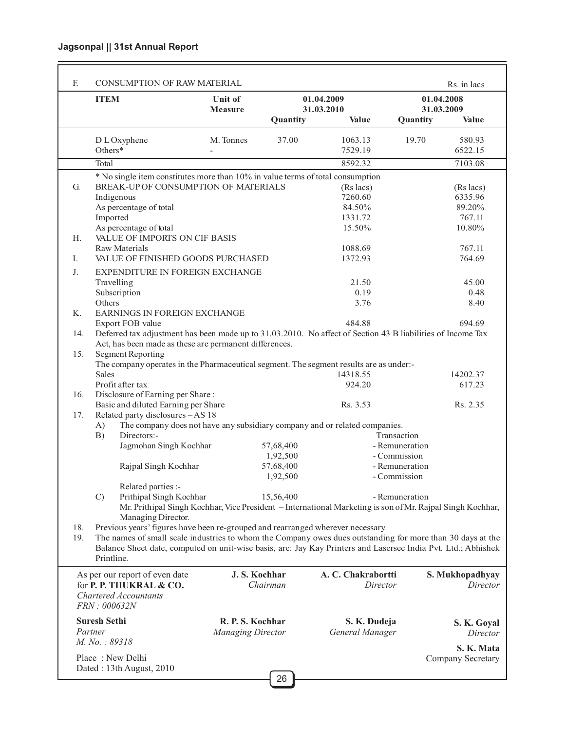| F. | CONSUMPTION OF RAW MATERIAL | | | | | Rs. in lacs |
|---|---|---|---|---|---|---|
| | **ITEM** | **Unit of Measure** | **01.04.2009 31.03.2010** | | **01.04.2008 31.03.2009** | |
| | | | **Quantity** | **Value** | **Quantity** | **Value** |
| | D L Oxyphene | M. Tonnes | 37.00 | 1063.13 | 19.70 | 580.93 |
| | Others* | - | | 7529.19 | | 6522.15 |
| | Total | | | 8592.32 | | 7103.08 |

\* No single item constitutes more than 10% in value terms of total consumption

| | | 01.04.2009 31.03.2010 | 01.04.2008 31.03.2009 |
|---|---|---|---|
| G. | BREAK-UP OF CONSUMPTION OF MATERIALS | (Rs lacs) | (Rs lacs) |
| | Indigenous | 7260.60 | 6335.96 |
| | As percentage of total | 84.50% | 89.20% |
| | Imported | 1331.72 | 767.11 |
| | As percentage of total | 15.50% | 10.80% |
| H. | VALUE OF IMPORTS ON CIF BASIS | | |
| | Raw Materials | 1088.69 | 767.11 |
| I. | VALUE OF FINISHED GOODS PURCHASED | 1372.93 | 764.69 |
| J. | EXPENDITURE IN FOREIGN EXCHANGE | | |
| | Travelling | 21.50 | 45.00 |
| | Subscription | 0.19 | 0.48 |
| | Others | 3.76 | 8.40 |
| K. | EARNINGS IN FOREIGN EXCHANGE | | |
| | Export FOB value | 484.88 | 694.69 |

14. Deferred tax adjustment has been made up to 31.03.2010. No affect of Section 43 B liabilities of Income Tax Act, has been made as these are permanent differences.

15. Segment Reporting

The company operates in the Pharmaceutical segment. The segment results are as under:-

| | 01.04.2009 31.03.2010 | 01.04.2008 31.03.2009 |
|---|---|---|
| Sales | 14318.55 | 14202.37 |
| Profit after tax | 924.20 | 617.23 |

16. Disclosure of Earning per Share :

| | | |
|---|---|---|
| Basic and diluted Earning per Share | Rs. 3.53 | Rs. 2.35 |

17. Related party disclosures – AS 18

A) The company does not have any subsidiary company and or related companies.

B) Directors:-

| | | Transaction |
|---|---|---|
| Jagmohan Singh Kochhar | 57,68,400 | - Remuneration |
| | 1,92,500 | - Commission |
| Rajpal Singh Kochhar | 57,68,400 | - Remuneration |
| | 1,92,500 | - Commission |

Related parties :-

C) 

| | | |
|---|---|---|
| Prithipal Singh Kochhar | 15,56,400 | - Remuneration |

Mr. Prithipal Singh Kochhar, Vice President – International Marketing is son of Mr. Rajpal Singh Kochhar, Managing Director.

18. Previous years' figures have been re-grouped and rearranged wherever necessary.

19. The names of small scale industries to whom the Company owes dues outstanding for more than 30 days at the Balance Sheet date, computed on unit-wise basis, are: Jay Kay Printers and Lasersec India Pvt. Ltd.; Abhishek Printline.

As per our report of even date
for **P. P. THUKRAL & CO.**
*Chartered Accountants*
*FRN : 000632N*

**Suresh Sethi**
*Partner*
*M. No. : 89318*

Place : New Delhi
Dated : 13th August, 2010

**J. S. Kochhar**
*Chairman*

**R. P. S. Kochhar**
*Managing Director*

**A. C. Chakrabortti**
*Director*

**S. K. Dudeja**
*General Manager*

**S. Mukhopadhyay**
*Director*

**S. K. Goyal**
*Director*

**S. K. Mata**
Company Secretary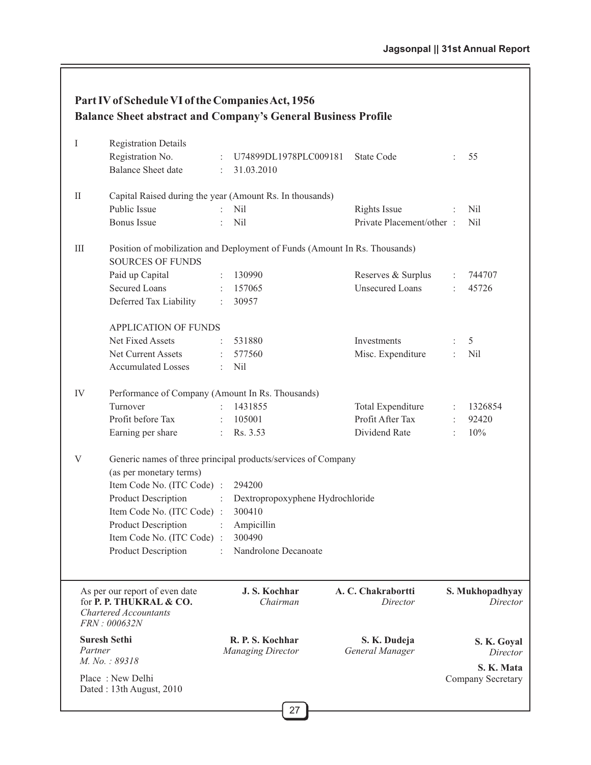## Part IV of Schedule VI of the Companies Act, 1956
## Balance Sheet abstract and Company's General Business Profile

**I Registration Details**

| | | | |
|---|---|---|---|
| Registration No. | : U74899DL1978PLC009181 | State Code | : 55 |
| Balance Sheet date | : 31.03.2010 | | |

**II Capital Raised during the year (Amount Rs. In thousands)**

| | | | |
|---|---|---|---|
| Public Issue | : Nil | Rights Issue | : Nil |
| Bonus Issue | : Nil | Private Placement/other | : Nil |

**III Position of mobilization and Deployment of Funds (Amount In Rs. Thousands)**

SOURCES OF FUNDS

| | | | |
|---|---|---|---|
| Paid up Capital | : 130990 | Reserves & Surplus | : 744707 |
| Secured Loans | : 157065 | Unsecured Loans | : 45726 |
| Deferred Tax Liability | : 30957 | | |

APPLICATION OF FUNDS

| | | | |
|---|---|---|---|
| Net Fixed Assets | : 531880 | Investments | : 5 |
| Net Current Assets | : 577560 | Misc. Expenditure | : Nil |
| Accumulated Losses | : Nil | | |

**IV Performance of Company (Amount In Rs. Thousands)**

| | | | |
|---|---|---|---|
| Turnover | : 1431855 | Total Expenditure | : 1326854 |
| Profit before Tax | : 105001 | Profit After Tax | : 92420 |
| Earning per share | : Rs. 3.53 | Dividend Rate | : 10% |

**V Generic names of three principal products/services of Company (as per monetary terms)**

| | |
|---|---|
| Item Code No. (ITC Code) | : 294200 |
| Product Description | : Dextropropoxyphene Hydrochloride |
| Item Code No. (ITC Code) | : 300410 |
| Product Description | : Ampicillin |
| Item Code No. (ITC Code) | : 300490 |
| Product Description | : Nandrolone Decanoate |

As per our report of even date
for **P. P. THUKRAL & CO.**
*Chartered Accountants*
*FRN : 000632N*

**Suresh Sethi**
*Partner*
*M. No. : 89318*

Place : New Delhi
Dated : 13th August, 2010

**J. S. Kochhar**
*Chairman*

**A. C. Chakrabortti**
*Director*

**S. Mukhopadhyay**
*Director*

**R. P. S. Kochhar**
*Managing Director*

**S. K. Dudeja**
*General Manager*

**S. K. Goyal**
*Director*

**S. K. Mata**
Company Secretary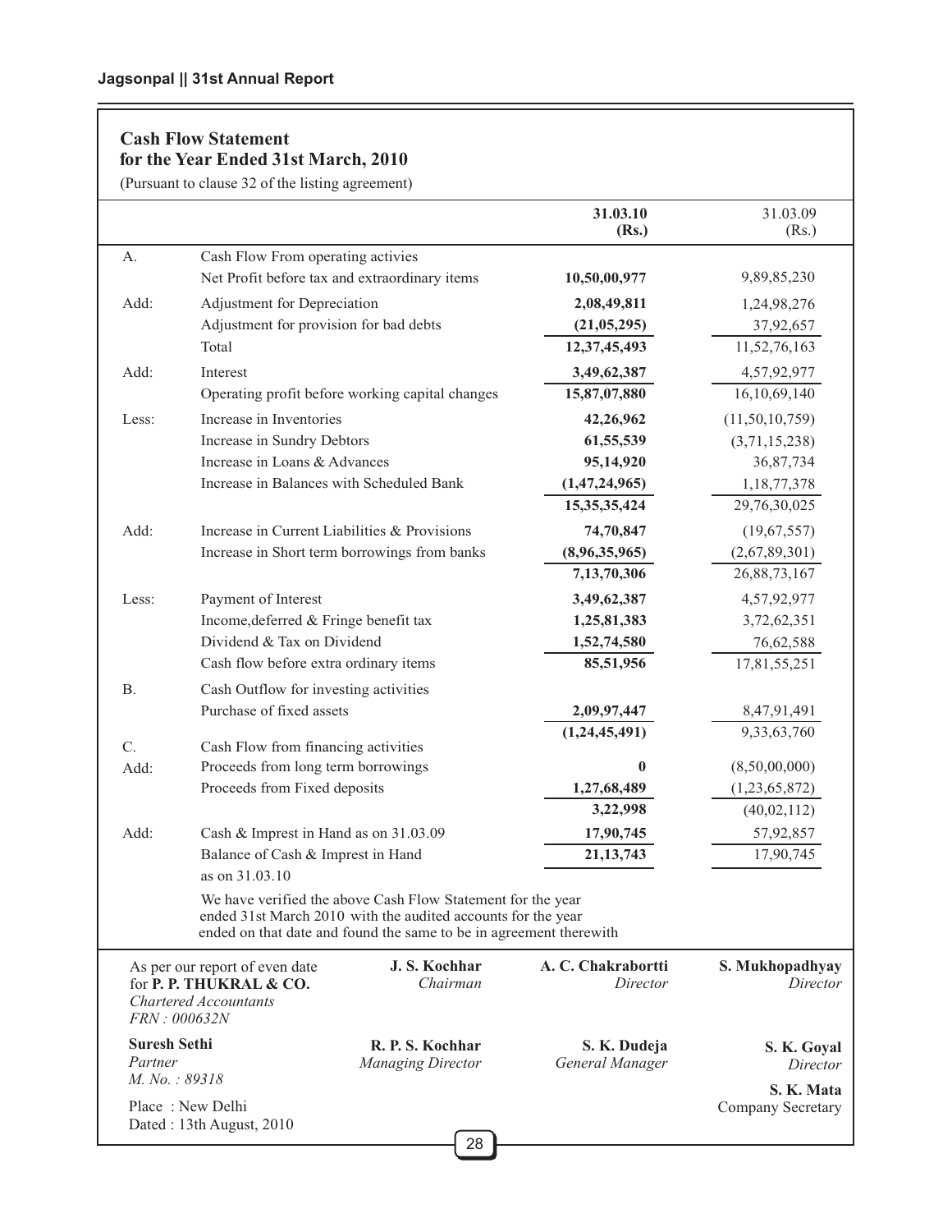## Cash Flow Statement
## for the Year Ended 31st March, 2010

(Pursuant to clause 32 of the listing agreement)

| | | 31.03.10 (Rs.) | 31.03.09 (Rs.) |
|---|---|---|---|
| A. | Cash Flow From operating activies | | |
| | Net Profit before tax and extraordinary items | **10,50,00,977** | 9,89,85,230 |
| Add: | Adjustment for Depreciation | **2,08,49,811** | 1,24,98,276 |
| | Adjustment for provision for bad debts | **(21,05,295)** | 37,92,657 |
| | Total | **12,37,45,493** | 11,52,76,163 |
| Add: | Interest | **3,49,62,387** | 4,57,92,977 |
| | Operating profit before working capital changes | **15,87,07,880** | 16,10,69,140 |
| Less: | Increase in Inventories | **42,26,962** | (11,50,10,759) |
| | Increase in Sundry Debtors | **61,55,539** | (3,71,15,238) |
| | Increase in Loans & Advances | **95,14,920** | 36,87,734 |
| | Increase in Balances with Scheduled Bank | **(1,47,24,965)** | 1,18,77,378 |
| | | **15,35,35,424** | 29,76,30,025 |
| Add: | Increase in Current Liabilities & Provisions | **74,70,847** | (19,67,557) |
| | Increase in Short term borrowings from banks | **(8,96,35,965)** | (2,67,89,301) |
| | | **7,13,70,306** | 26,88,73,167 |
| Less: | Payment of Interest | **3,49,62,387** | 4,57,92,977 |
| | Income,deferred & Fringe benefit tax | **1,25,81,383** | 3,72,62,351 |
| | Dividend & Tax on Dividend | **1,52,74,580** | 76,62,588 |
| | Cash flow before extra ordinary items | **85,51,956** | 17,81,55,251 |
| B. | Cash Outflow for investing activities | | |
| | Purchase of fixed assets | **2,09,97,447** | 8,47,91,491 |
| | | **(1,24,45,491)** | 9,33,63,760 |
| C. | Cash Flow from financing activities | | |
| Add: | Proceeds from long term borrowings | **0** | (8,50,00,000) |
| | Proceeds from Fixed deposits | **1,27,68,489** | (1,23,65,872) |
| | | **3,22,998** | (40,02,112) |
| Add: | Cash & Imprest in Hand as on 31.03.09 | **17,90,745** | 57,92,857 |
| | Balance of Cash & Imprest in Hand as on 31.03.10 | **21,13,743** | 17,90,745 |

We have verified the above Cash Flow Statement for the year ended 31st March 2010 with the audited accounts for the year ended on that date and found the same to be in agreement therewith

As per our report of even date
for **P. P. THUKRAL & CO.**
*Chartered Accountants*
*FRN : 000632N*

**Suresh Sethi**
*Partner*
*M. No. : 89318*

Place : New Delhi
Dated : 13th August, 2010

**J. S. Kochhar**
*Chairman*

**R. P. S. Kochhar**
*Managing Director*

**A. C. Chakrabortti**
*Director*

**S. K. Dudeja**
*General Manager*

**S. Mukhopadhyay**
*Director*

**S. K. Goyal**
*Director*

**S. K. Mata**
Company Secretary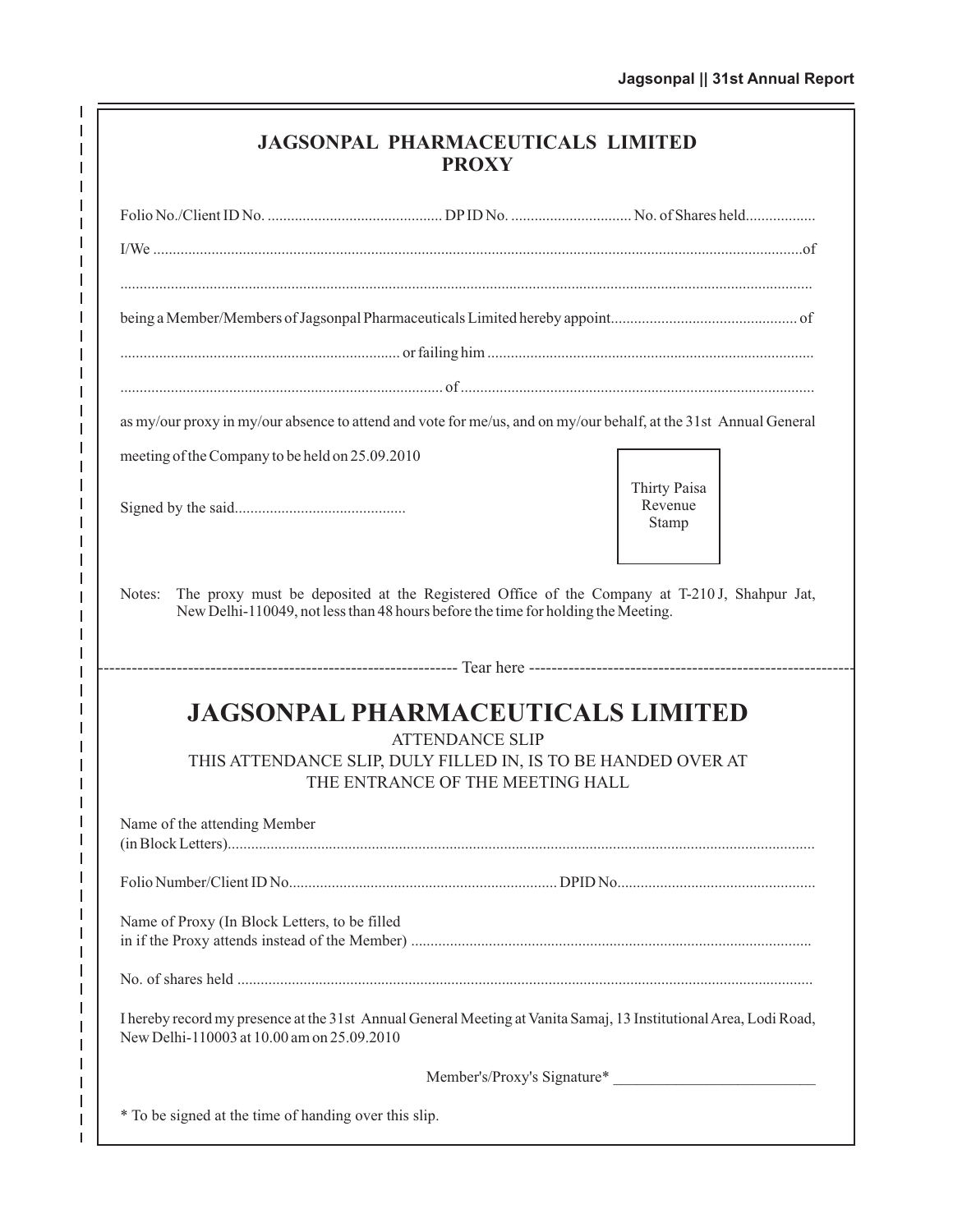# JAGSONPAL PHARMACEUTICALS LIMITED
## PROXY

Folio No./Client ID No. ............................................. DP ID No. ............................... No. of Shares held..................

I/We ..........................................................................................................................................................................of

.............................................................................................................................................................................

being a Member/Members of Jagsonpal Pharmaceuticals Limited hereby appoint................................................ of

....................................................................... or failing him ..................................................................................

.................................................................................. of .........................................................................................

as my/our proxy in my/our absence to attend and vote for me/us, and on my/our behalf, at the 31st Annual General meeting of the Company to be held on 25.09.2010

Signed by the said...........................................

Thirty Paisa Revenue Stamp

Notes: The proxy must be deposited at the Registered Office of the Company at T-210 J, Shahpur Jat, New Delhi-110049, not less than 48 hours before the time for holding the Meeting.

---------------------------------------------------------------- Tear here ----------------------------------------------------------------

# JAGSONPAL PHARMACEUTICALS LIMITED

ATTENDANCE SLIP

THIS ATTENDANCE SLIP, DULY FILLED IN, IS TO BE HANDED OVER AT THE ENTRANCE OF THE MEETING HALL

Name of the attending Member (in Block Letters)......................................................................................................................................

Folio Number/Client ID No..................................................................... DPID No..................................................

Name of Proxy (In Block Letters, to be filled in if the Proxy attends instead of the Member) .....................................................................................................

No. of shares held ..................................................................................................................................................

I hereby record my presence at the 31st Annual General Meeting at Vanita Samaj, 13 Institutional Area, Lodi Road, New Delhi-110003 at 10.00 am on 25.09.2010

Member's/Proxy's Signature* __________________________

* To be signed at the time of handing over this slip.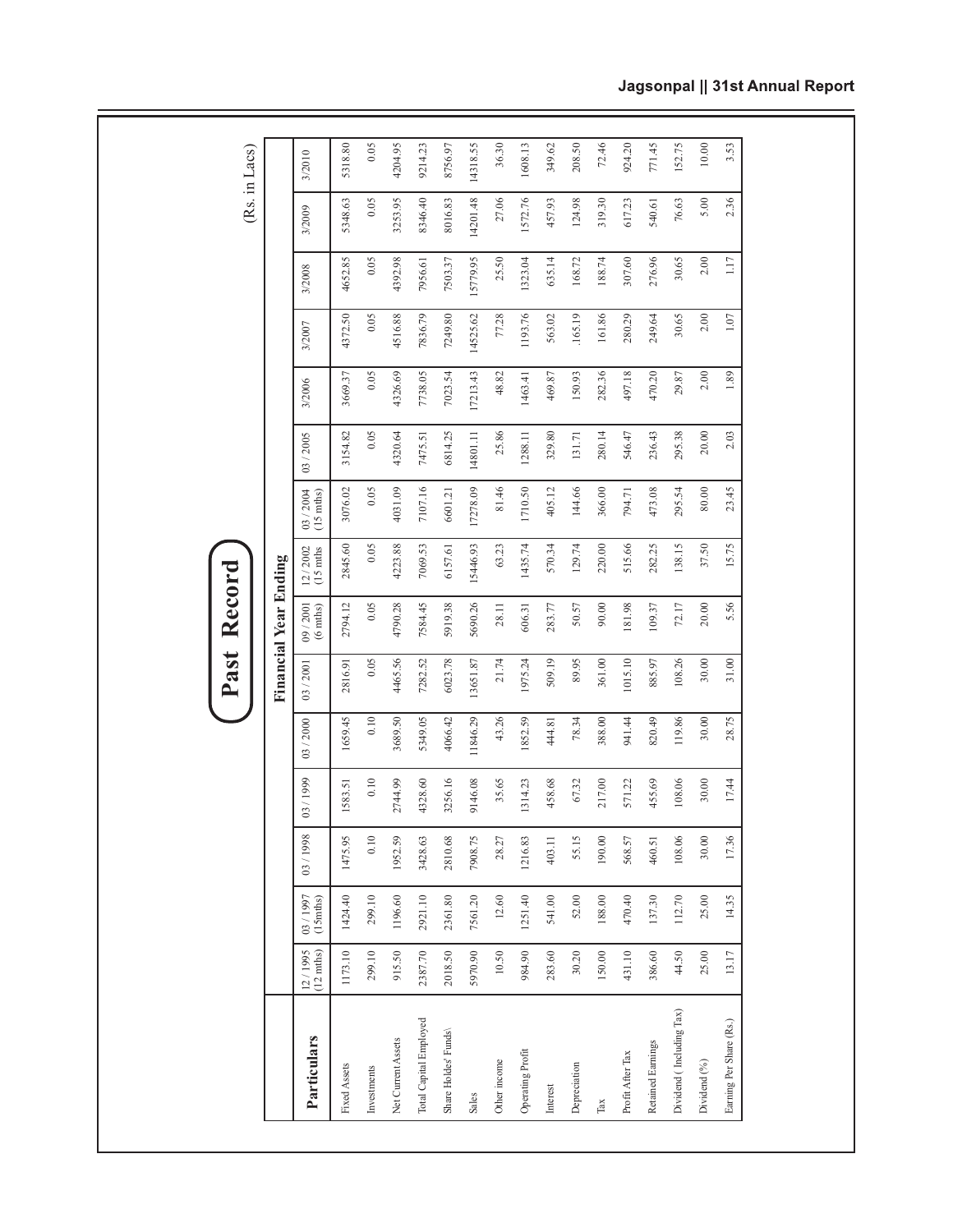# Past Record

(Rs. in Lacs)

| Particulars | Financial Year Ending | | | | | | | | | | | | | | |
|---|---|---|---|---|---|---|---|---|---|---|---|---|---|---|---|
| | 12 / 1995 (12 mths) | 03 / 1997 (15mths) | 03 / 1998 | 03 / 1999 | 03 / 2000 | 03 / 2001 | 09 / 2001 (6 mths) | 12 / 2002 (15 mths | 03 / 2004 (15 mths) | 03 / 2005 | 3/2006 | 3/2007 | 3/2008 | 3/2009 | 3/2010 |
| Fixed Assets | 1173.10 | 1424.40 | 1475.95 | 1583.51 | 1659.45 | 2816.91 | 2794.12 | 2845.60 | 3076.02 | 3154.82 | 3669.37 | 4372.50 | 4652.85 | 5348.63 | 5318.80 |
| Investments | 299.10 | 299.10 | 0.10 | 0.10 | 0.10 | 0.05 | 0.05 | 0.05 | 0.05 | 0.05 | 0.05 | 0.05 | 0.05 | 0.05 | 0.05 |
| Net Current Assets | 915.50 | 1196.60 | 1952.59 | 2744.99 | 3689.50 | 4465.56 | 4790.28 | 4223.88 | 4031.09 | 4320.64 | 4326.69 | 4516.88 | 4392.98 | 3253.95 | 4204.95 |
| Total Capital Employed | 2387.70 | 2921.10 | 3428.63 | 4328.60 | 5349.05 | 7282.52 | 7584.45 | 7069.53 | 7107.16 | 7475.51 | 7738.05 | 7836.79 | 7956.61 | 8346.40 | 9214.23 |
| Share Holdes' Funds\ | 2018.50 | 2361.80 | 2810.68 | 3256.16 | 4066.42 | 6023.78 | 5919.38 | 6157.61 | 6601.21 | 6814.25 | 7023.54 | 7249.80 | 7503.37 | 8016.83 | 8756.97 |
| Sales | 5970.90 | 7561.20 | 7908.75 | 9146.08 | 11846.29 | 13651.87 | 5690.26 | 15446.93 | 17278.09 | 14801.11 | 17213.43 | 14525.62 | 15779.95 | 14201.48 | 14318.55 |
| Other income | 10.50 | 12.60 | 28.27 | 35.65 | 43.26 | 21.74 | 28.11 | 63.23 | 81.46 | 25.86 | 48.82 | 77.28 | 25.50 | 27.06 | 36.30 |
| Operating Profit | 984.90 | 1251.40 | 1216.83 | 1314.23 | 1852.59 | 1975.24 | 606.31 | 1435.74 | 1710.50 | 1288.11 | 1463.41 | 1193.76 | 1323.04 | 1572.76 | 1608.13 |
| Interest | 283.60 | 541.00 | 403.11 | 458.68 | 444.81 | 509.19 | 283.77 | 570.34 | 405.12 | 329.80 | 469.87 | 563.02 | 635.14 | 457.93 | 349.62 |
| Depreciation | 30.20 | 52.00 | 55.15 | 67.32 | 78.34 | 89.95 | 50.57 | 129.74 | 144.66 | 131.71 | 150.93 | 165.19 | 168.72 | 124.98 | 208.50 |
| Tax | 150.00 | 188.00 | 190.00 | 217.00 | 388.00 | 361.00 | 90.00 | 220.00 | 366.00 | 280.14 | 282.36 | 161.86 | 188.74 | 319.30 | 72.46 |
| Profit After Tax | 431.10 | 470.40 | 568.57 | 571.22 | 941.44 | 1015.10 | 181.98 | 515.66 | 794.71 | 546.47 | 497.18 | 280.29 | 307.60 | 617.23 | 924.20 |
| Retained Earnings | 386.60 | 137.30 | 460.51 | 455.69 | 820.49 | 885.97 | 109.37 | 282.25 | 473.08 | 236.43 | 470.20 | 249.64 | 276.96 | 540.61 | 771.45 |
| Dividend ( Including Tax) | 44.50 | 112.70 | 108.06 | 108.06 | 119.86 | 108.26 | 72.17 | 138.15 | 295.54 | 295.38 | 29.87 | 30.65 | 30.65 | 76.63 | 152.75 |
| Dividend (%) | 25.00 | 25.00 | 30.00 | 30.00 | 30.00 | 30.00 | 20.00 | 37.50 | 80.00 | 20.00 | 2.00 | 2.00 | 2.00 | 5.00 | 10.00 |
| Earning Per Share (Rs.) | 13.17 | 14.35 | 17.36 | 17.44 | 28.75 | 31.00 | 5.56 | 15.75 | 23.45 | 2.03 | 1.89 | 1.07 | 1.17 | 2.36 | 3.53 |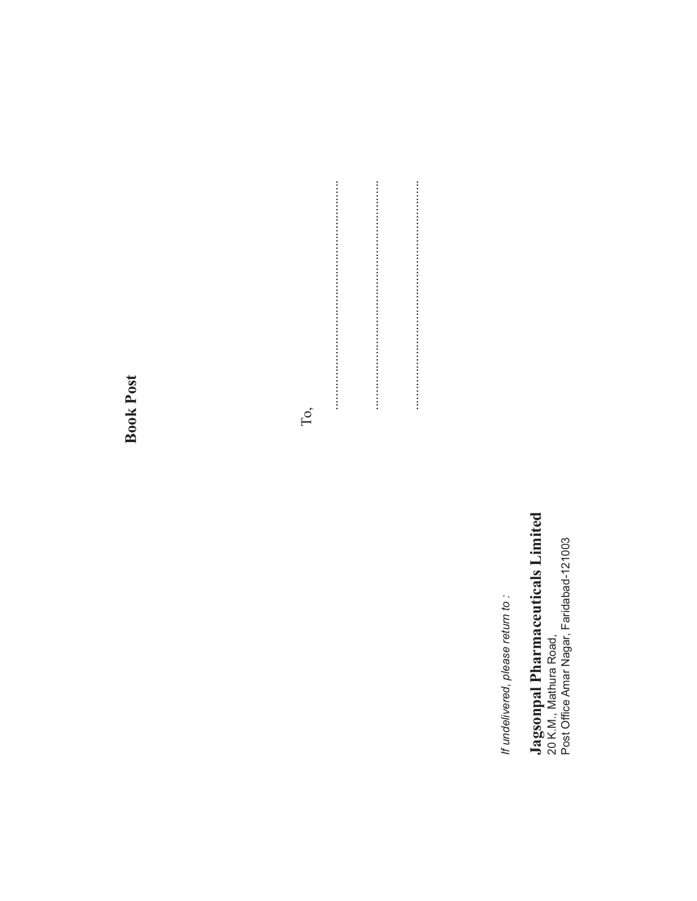**Book Post**

To,

..............................................................................

..............................................................................

..............................................................................

*If undelivered, please return to :*

**Jagsonpal Pharmaceuticals Limited**
20 K.M., Mathura Road,
Post Office Amar Nagar, Faridabad-121003